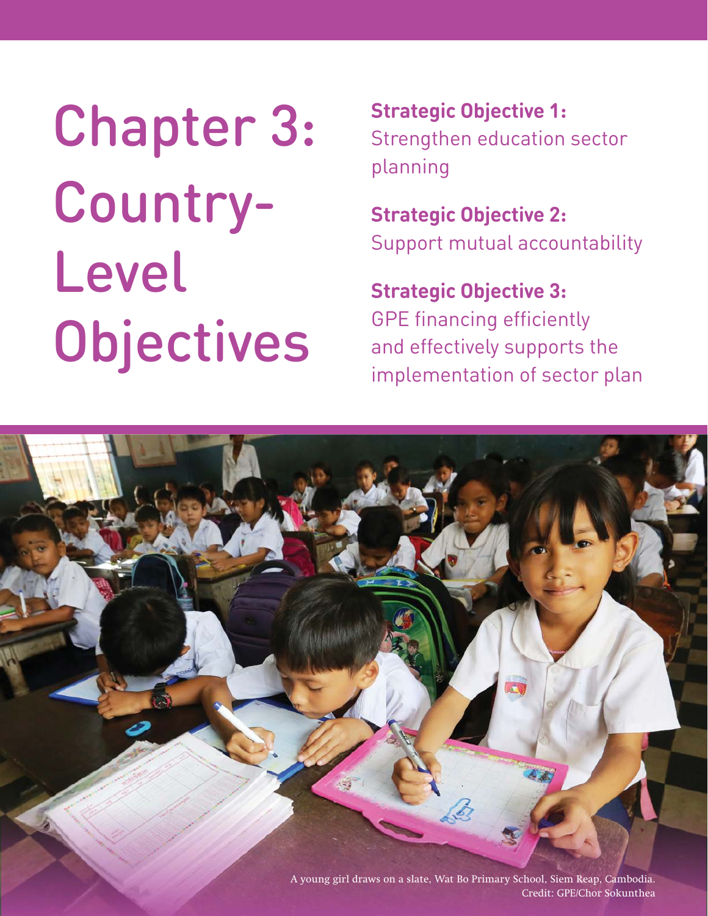# Chapter 3: Country-Level Objectives

**Strategic Objective 1:** Strengthen education sector planning

**Strategic Objective 2:** Support mutual accountability

**Strategic Objective 3:** GPE financing efficiently and effectively supports the implementation of sector plan

A young girl draws on a slate, Wat Bo Primary School, Siem Reap, Cambodia.
Credit: GPE/Chor Sokunthea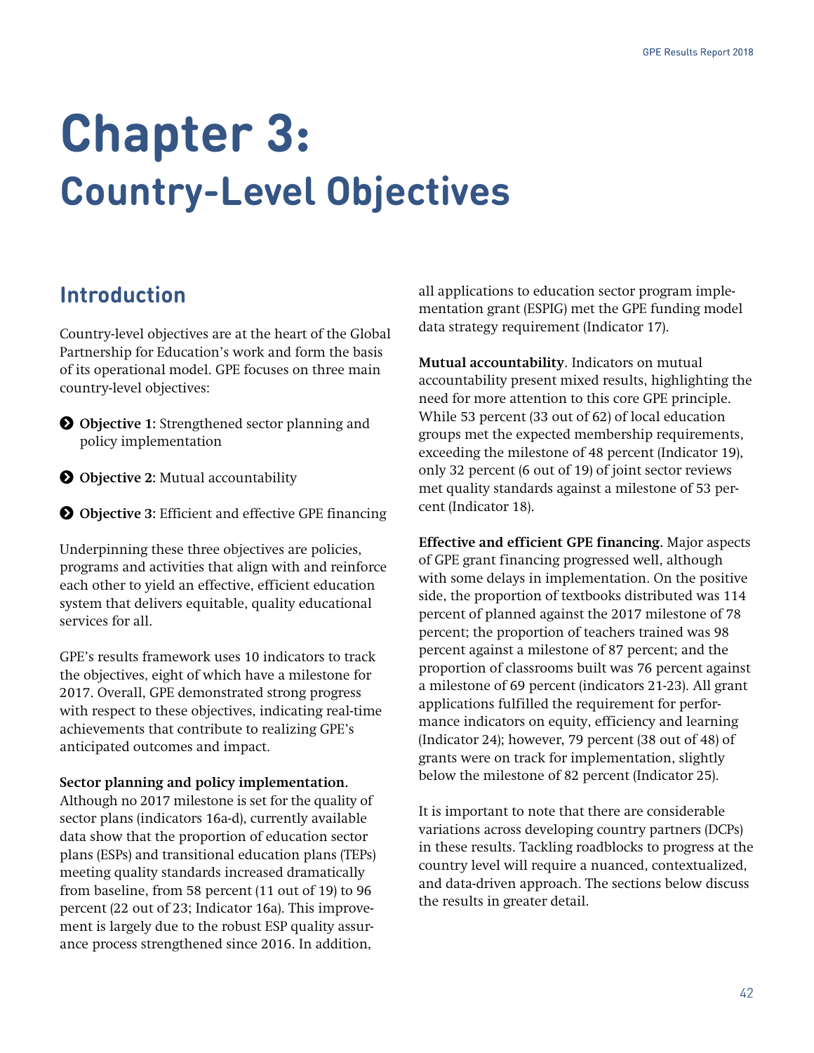# Chapter 3: Country-Level Objectives

## Introduction

Country-level objectives are at the heart of the Global Partnership for Education's work and form the basis of its operational model. GPE focuses on three main country-level objectives:

- **Objective 1**: Strengthened sector planning and policy implementation
- **Objective 2**: Mutual accountability
- **Objective 3**: Efficient and effective GPE financing

Underpinning these three objectives are policies, programs and activities that align with and reinforce each other to yield an effective, efficient education system that delivers equitable, quality educational services for all.

GPE's results framework uses 10 indicators to track the objectives, eight of which have a milestone for 2017. Overall, GPE demonstrated strong progress with respect to these objectives, indicating real-time achievements that contribute to realizing GPE's anticipated outcomes and impact.

**Sector planning and policy implementation.** Although no 2017 milestone is set for the quality of sector plans (indicators 16a-d), currently available data show that the proportion of education sector plans (ESPs) and transitional education plans (TEPs) meeting quality standards increased dramatically from baseline, from 58 percent (11 out of 19) to 96 percent (22 out of 23; Indicator 16a). This improvement is largely due to the robust ESP quality assurance process strengthened since 2016. In addition, all applications to education sector program implementation grant (ESPIG) met the GPE funding model data strategy requirement (Indicator 17).

**Mutual accountability**. Indicators on mutual accountability present mixed results, highlighting the need for more attention to this core GPE principle. While 53 percent (33 out of 62) of local education groups met the expected membership requirements, exceeding the milestone of 48 percent (Indicator 19), only 32 percent (6 out of 19) of joint sector reviews met quality standards against a milestone of 53 percent (Indicator 18).

**Effective and efficient GPE financing.** Major aspects of GPE grant financing progressed well, although with some delays in implementation. On the positive side, the proportion of textbooks distributed was 114 percent of planned against the 2017 milestone of 78 percent; the proportion of teachers trained was 98 percent against a milestone of 87 percent; and the proportion of classrooms built was 76 percent against a milestone of 69 percent (indicators 21-23). All grant applications fulfilled the requirement for performance indicators on equity, efficiency and learning (Indicator 24); however, 79 percent (38 out of 48) of grants were on track for implementation, slightly below the milestone of 82 percent (Indicator 25).

It is important to note that there are considerable variations across developing country partners (DCPs) in these results. Tackling roadblocks to progress at the country level will require a nuanced, contextualized, and data-driven approach. The sections below discuss the results in greater detail.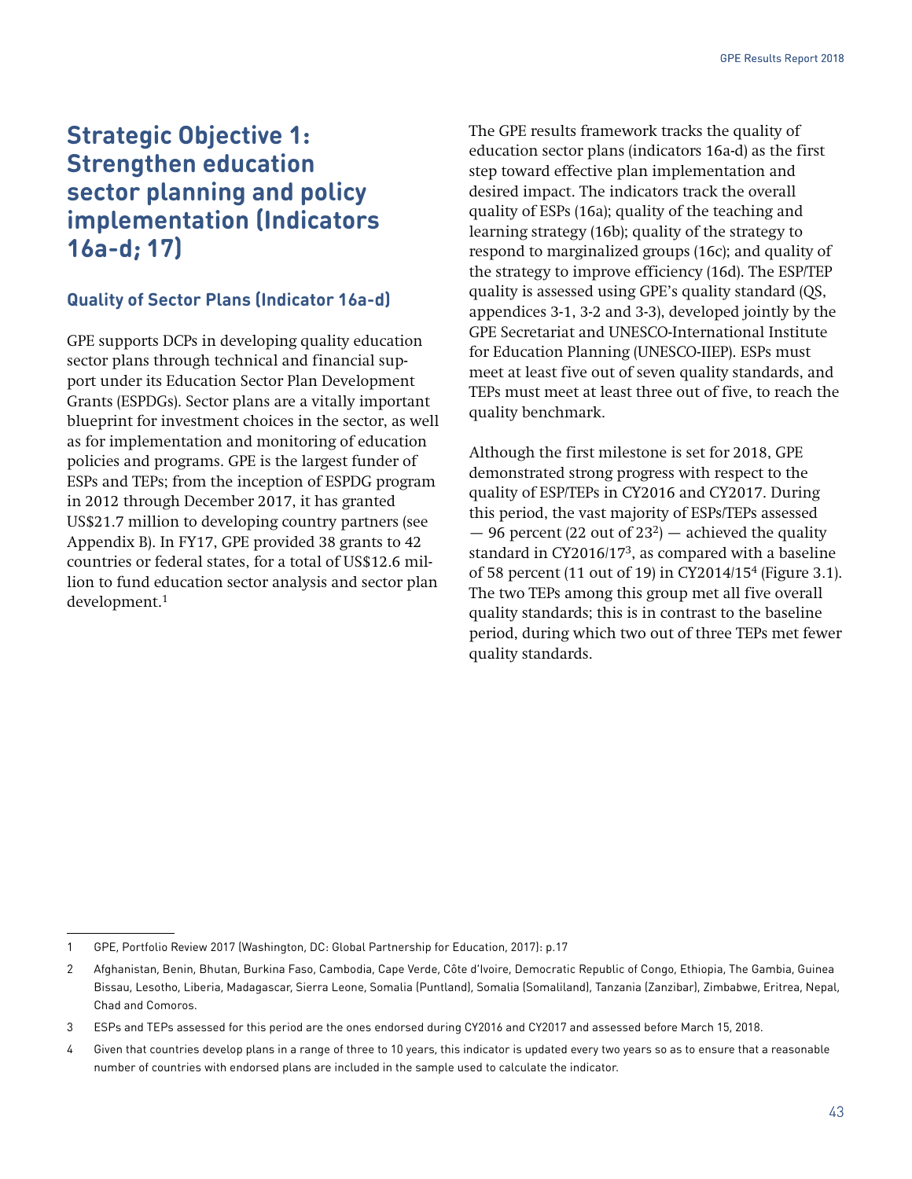## Strategic Objective 1: Strengthen education sector planning and policy implementation (Indicators 16a-d; 17)

### Quality of Sector Plans (Indicator 16a-d)

GPE supports DCPs in developing quality education sector plans through technical and financial support under its Education Sector Plan Development Grants (ESPDGs). Sector plans are a vitally important blueprint for investment choices in the sector, as well as for implementation and monitoring of education policies and programs. GPE is the largest funder of ESPs and TEPs; from the inception of ESPDG program in 2012 through December 2017, it has granted US$21.7 million to developing country partners (see Appendix B). In FY17, GPE provided 38 grants to 42 countries or federal states, for a total of US$12.6 million to fund education sector analysis and sector plan development.[1]

The GPE results framework tracks the quality of education sector plans (indicators 16a-d) as the first step toward effective plan implementation and desired impact. The indicators track the overall quality of ESPs (16a); quality of the teaching and learning strategy (16b); quality of the strategy to respond to marginalized groups (16c); and quality of the strategy to improve efficiency (16d). The ESP/TEP quality is assessed using GPE's quality standard (QS, appendices 3-1, 3-2 and 3-3), developed jointly by the GPE Secretariat and UNESCO-International Institute for Education Planning (UNESCO-IIEP). ESPs must meet at least five out of seven quality standards, and TEPs must meet at least three out of five, to reach the quality benchmark.

Although the first milestone is set for 2018, GPE demonstrated strong progress with respect to the quality of ESP/TEPs in CY2016 and CY2017. During this period, the vast majority of ESPs/TEPs assessed — 96 percent (22 out of 23[2]) — achieved the quality standard in CY2016/17[3], as compared with a baseline of 58 percent (11 out of 19) in CY2014/15[4] (Figure 3.1). The two TEPs among this group met all five overall quality standards; this is in contrast to the baseline period, during which two out of three TEPs met fewer quality standards.

---

1 GPE, Portfolio Review 2017 (Washington, DC: Global Partnership for Education, 2017): p.17

2 Afghanistan, Benin, Bhutan, Burkina Faso, Cambodia, Cape Verde, Côte d'Ivoire, Democratic Republic of Congo, Ethiopia, The Gambia, Guinea Bissau, Lesotho, Liberia, Madagascar, Sierra Leone, Somalia (Puntland), Somalia (Somaliland), Tanzania (Zanzibar), Zimbabwe, Eritrea, Nepal, Chad and Comoros.

3 ESPs and TEPs assessed for this period are the ones endorsed during CY2016 and CY2017 and assessed before March 15, 2018.

4 Given that countries develop plans in a range of three to 10 years, this indicator is updated every two years so as to ensure that a reasonable number of countries with endorsed plans are included in the sample used to calculate the indicator.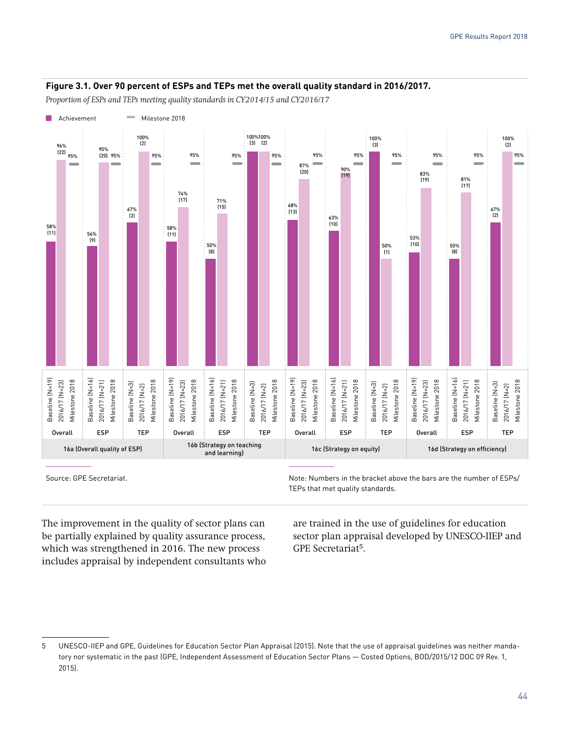**Figure 3.1. Over 90 percent of ESPs and TEPs met the overall quality standard in 2016/2017.**

*Proportion of ESPs and TEPs meeting quality standards in CY2014/15 and CY2016/17*

| Indicator | Category | Baseline | 2016/17 | Milestone 2018 |
|---|---|---|---|---|
| 16a (Overall quality of ESP) | Overall | 58% (11) (N=19) | 96% (22) (N=23) | 95% |
| | ESP | 56% (9) (N=16) | 95% (20) (N=21) | 95% |
| | TEP | 67% (2) (N=3) | 100% (2) (N=2) | 95% |
| 16b (Strategy on teaching and learning) | Overall | 58% (11) (N=19) | 74% (17) (N=23) | 95% |
| | ESP | 50% (8) (N=16) | 71% (15) (N=21) | 95% |
| | TEP | 100% (3) (N=3) | 100% (2) (N=2) | 95% |
| 16c (Strategy on equity) | Overall | 68% (13) (N=19) | 87% (20) (N=23) | 95% |
| | ESP | 63% (10) (N=16) | 90% (19) (N=21) | 95% |
| | TEP | 100% (3) (N=3) | 50% (1) (N=2) | 95% |
| 16d (Strategy on efficiency) | Overall | 53% (10) (N=19) | 83% (19) (N=23) | 95% |
| | ESP | 50% (8) (N=16) | 81% (17) (N=21) | 95% |
| | TEP | 67% (2) (N=3) | 100% (2) (N=2) | 95% |

Source: GPE Secretariat.

Note: Numbers in the bracket above the bars are the number of ESPs/TEPs that met quality standards.

The improvement in the quality of sector plans can be partially explained by quality assurance process, which was strengthened in 2016. The new process includes appraisal by independent consultants who are trained in the use of guidelines for education sector plan appraisal developed by UNESCO-IIEP and GPE Secretariat[5].

5 UNESCO-IIEP and GPE, Guidelines for Education Sector Plan Appraisal (2015). Note that the use of appraisal guidelines was neither mandatory nor systematic in the past (GPE, Independent Assessment of Education Sector Plans — Costed Options, BOD/2015/12 DOC 09 Rev. 1, 2015).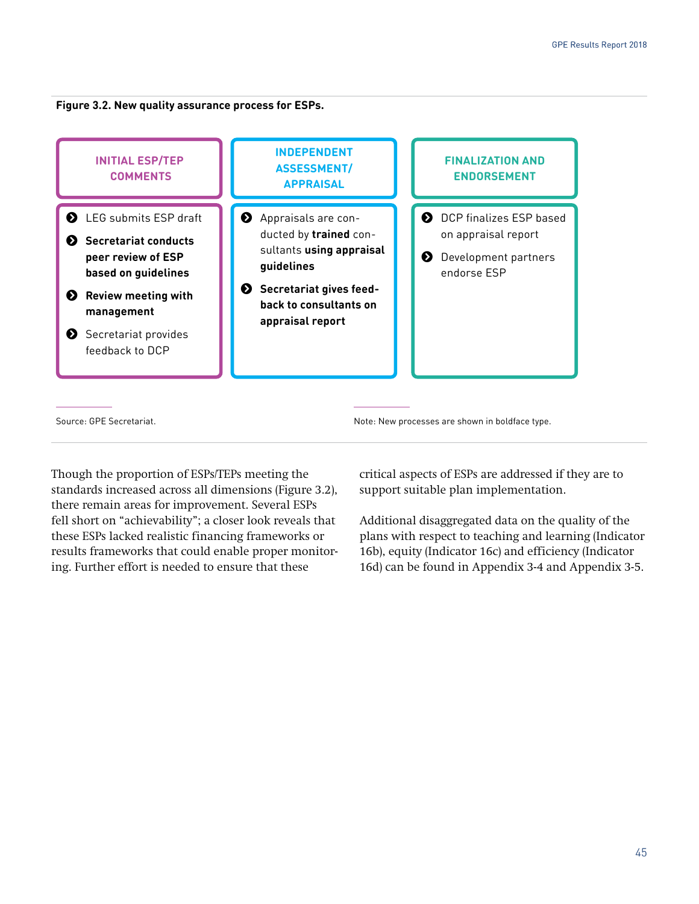**Figure 3.2. New quality assurance process for ESPs.**

**INITIAL ESP/TEP COMMENTS**

- LEG submits ESP draft
- **Secretariat conducts peer review of ESP based on guidelines**
- **Review meeting with management**
- Secretariat provides feedback to DCP

**INDEPENDENT ASSESSMENT/ APPRAISAL**

- Appraisals are conducted by **trained** consultants **using appraisal guidelines**
- **Secretariat gives feedback to consultants on appraisal report**

**FINALIZATION AND ENDORSEMENT**

- DCP finalizes ESP based on appraisal report
- Development partners endorse ESP

Source: GPE Secretariat.

Note: New processes are shown in boldface type.

Though the proportion of ESPs/TEPs meeting the standards increased across all dimensions (Figure 3.2), there remain areas for improvement. Several ESPs fell short on "achievability"; a closer look reveals that these ESPs lacked realistic financing frameworks or results frameworks that could enable proper monitoring. Further effort is needed to ensure that these critical aspects of ESPs are addressed if they are to support suitable plan implementation.

Additional disaggregated data on the quality of the plans with respect to teaching and learning (Indicator 16b), equity (Indicator 16c) and efficiency (Indicator 16d) can be found in Appendix 3-4 and Appendix 3-5.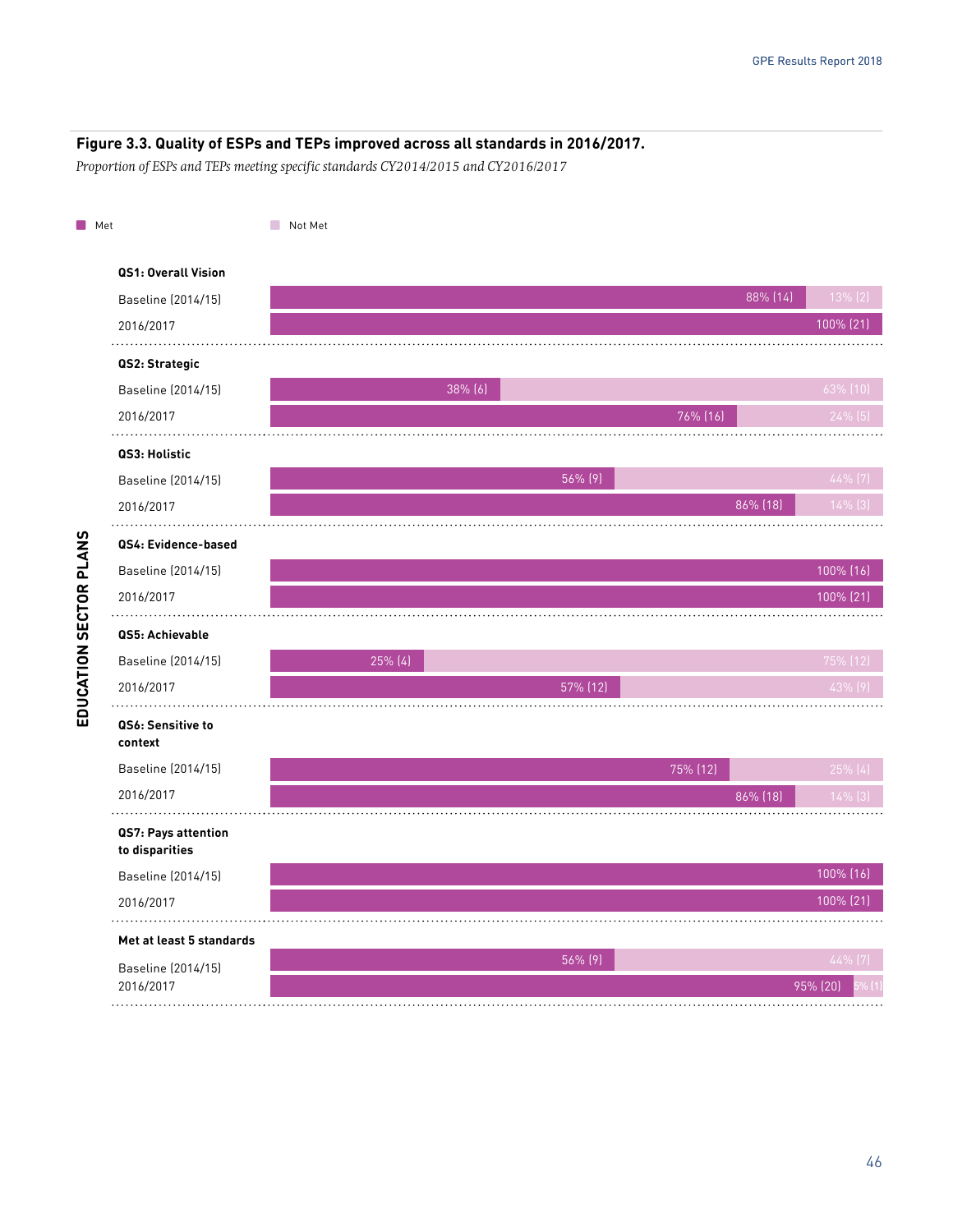**Figure 3.3. Quality of ESPs and TEPs improved across all standards in 2016/2017.**

*Proportion of ESPs and TEPs meeting specific standards CY2014/2015 and CY2016/2017*

EDUCATION SECTOR PLANS

| Standard | Period | Met | Not Met |
|---|---|---|---|
| QS1: Overall Vision | Baseline (2014/15) | 88% (14) | 13% (2) |
| | 2016/2017 | 100% (21) | |
| QS2: Strategic | Baseline (2014/15) | 38% (6) | 63% (10) |
| | 2016/2017 | 76% (16) | 24% (5) |
| QS3: Holistic | Baseline (2014/15) | 56% (9) | 44% (7) |
| | 2016/2017 | 86% (18) | 14% (3) |
| QS4: Evidence-based | Baseline (2014/15) | 100% (16) | |
| | 2016/2017 | 100% (21) | |
| QS5: Achievable | Baseline (2014/15) | 25% (4) | 75% (12) |
| | 2016/2017 | 57% (12) | 43% (9) |
| QS6: Sensitive to context | Baseline (2014/15) | 75% (12) | 25% (4) |
| | 2016/2017 | 86% (18) | 14% (3) |
| QS7: Pays attention to disparities | Baseline (2014/15) | 100% (16) | |
| | 2016/2017 | 100% (21) | |
| Met at least 5 standards | Baseline (2014/15) | 56% (9) | 44% (7) |
| | 2016/2017 | 95% (20) | 5% (1) |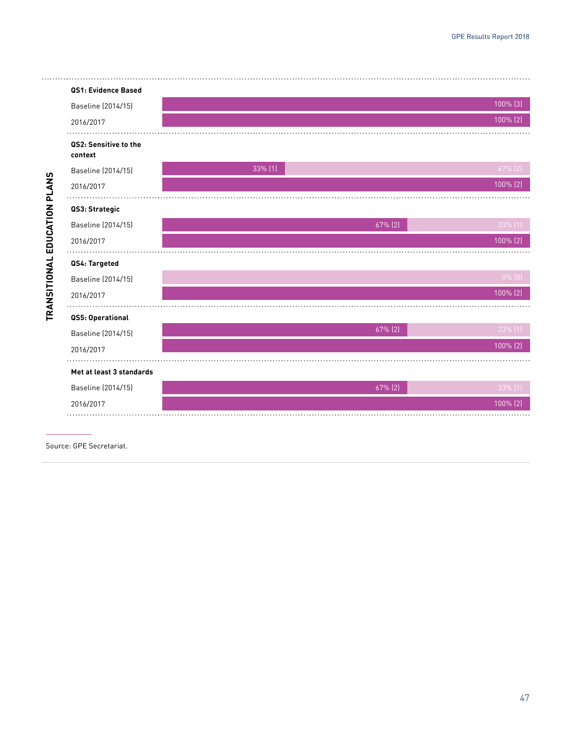**TRANSITIONAL EDUCATION PLANS**

| Standard | Period | Met | Not met |
| --- | --- | --- | --- |
| **QS1: Evidence Based** | Baseline (2014/15) | 100% (3) | |
| | 2016/2017 | 100% (2) | |
| **QS2: Sensitive to the context** | Baseline (2014/15) | 33% (1) | 67% (2) |
| | 2016/2017 | 100% (2) | |
| **QS3: Strategic** | Baseline (2014/15) | 67% (2) | 33% (1) |
| | 2016/2017 | 100% (2) | |
| **QS4: Targeted** | Baseline (2014/15) | 0% (0) | |
| | 2016/2017 | 100% (2) | |
| **QS5: Operational** | Baseline (2014/15) | 67% (2) | 33% (1) |
| | 2016/2017 | 100% (2) | |
| **Met at least 3 standards** | Baseline (2014/15) | 67% (2) | 33% (1) |
| | 2016/2017 | 100% (2) | |

Source: GPE Secretariat.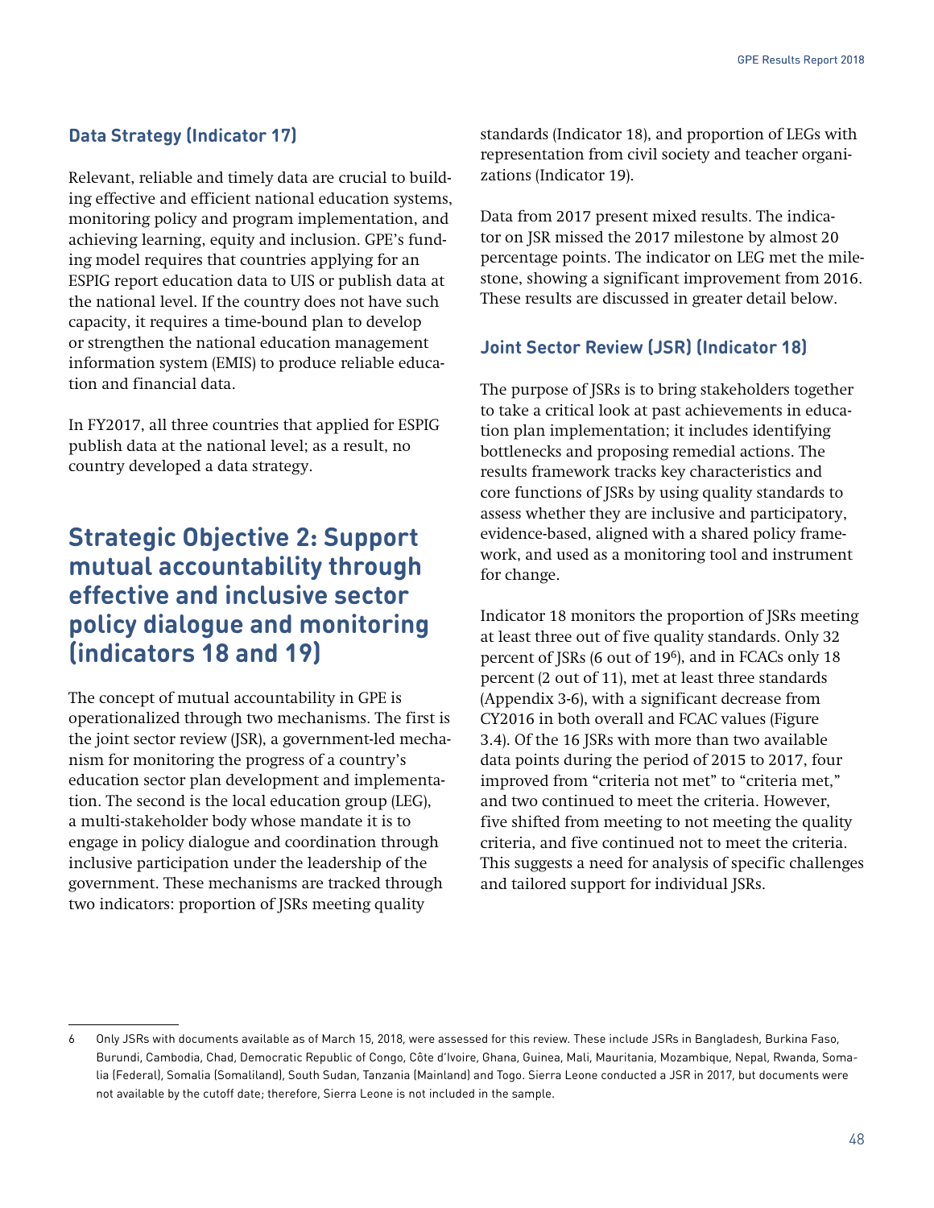### Data Strategy (Indicator 17)

Relevant, reliable and timely data are crucial to building effective and efficient national education systems, monitoring policy and program implementation, and achieving learning, equity and inclusion. GPE's funding model requires that countries applying for an ESPIG report education data to UIS or publish data at the national level. If the country does not have such capacity, it requires a time-bound plan to develop or strengthen the national education management information system (EMIS) to produce reliable education and financial data.

In FY2017, all three countries that applied for ESPIG publish data at the national level; as a result, no country developed a data strategy.

## Strategic Objective 2: Support mutual accountability through effective and inclusive sector policy dialogue and monitoring (indicators 18 and 19)

The concept of mutual accountability in GPE is operationalized through two mechanisms. The first is the joint sector review (JSR), a government-led mechanism for monitoring the progress of a country's education sector plan development and implementation. The second is the local education group (LEG), a multi-stakeholder body whose mandate it is to engage in policy dialogue and coordination through inclusive participation under the leadership of the government. These mechanisms are tracked through two indicators: proportion of JSRs meeting quality standards (Indicator 18), and proportion of LEGs with representation from civil society and teacher organizations (Indicator 19).

Data from 2017 present mixed results. The indicator on JSR missed the 2017 milestone by almost 20 percentage points. The indicator on LEG met the milestone, showing a significant improvement from 2016. These results are discussed in greater detail below.

### Joint Sector Review (JSR) (Indicator 18)

The purpose of JSRs is to bring stakeholders together to take a critical look at past achievements in education plan implementation; it includes identifying bottlenecks and proposing remedial actions. The results framework tracks key characteristics and core functions of JSRs by using quality standards to assess whether they are inclusive and participatory, evidence-based, aligned with a shared policy framework, and used as a monitoring tool and instrument for change.

Indicator 18 monitors the proportion of JSRs meeting at least three out of five quality standards. Only 32 percent of JSRs (6 out of 19[6]), and in FCACs only 18 percent (2 out of 11), met at least three standards (Appendix 3-6), with a significant decrease from CY2016 in both overall and FCAC values (Figure 3.4). Of the 16 JSRs with more than two available data points during the period of 2015 to 2017, four improved from "criteria not met" to "criteria met," and two continued to meet the criteria. However, five shifted from meeting to not meeting the quality criteria, and five continued not to meet the criteria. This suggests a need for analysis of specific challenges and tailored support for individual JSRs.

---

6 Only JSRs with documents available as of March 15, 2018, were assessed for this review. These include JSRs in Bangladesh, Burkina Faso, Burundi, Cambodia, Chad, Democratic Republic of Congo, Côte d'Ivoire, Ghana, Guinea, Mali, Mauritania, Mozambique, Nepal, Rwanda, Somalia (Federal), Somalia (Somaliland), South Sudan, Tanzania (Mainland) and Togo. Sierra Leone conducted a JSR in 2017, but documents were not available by the cutoff date; therefore, Sierra Leone is not included in the sample.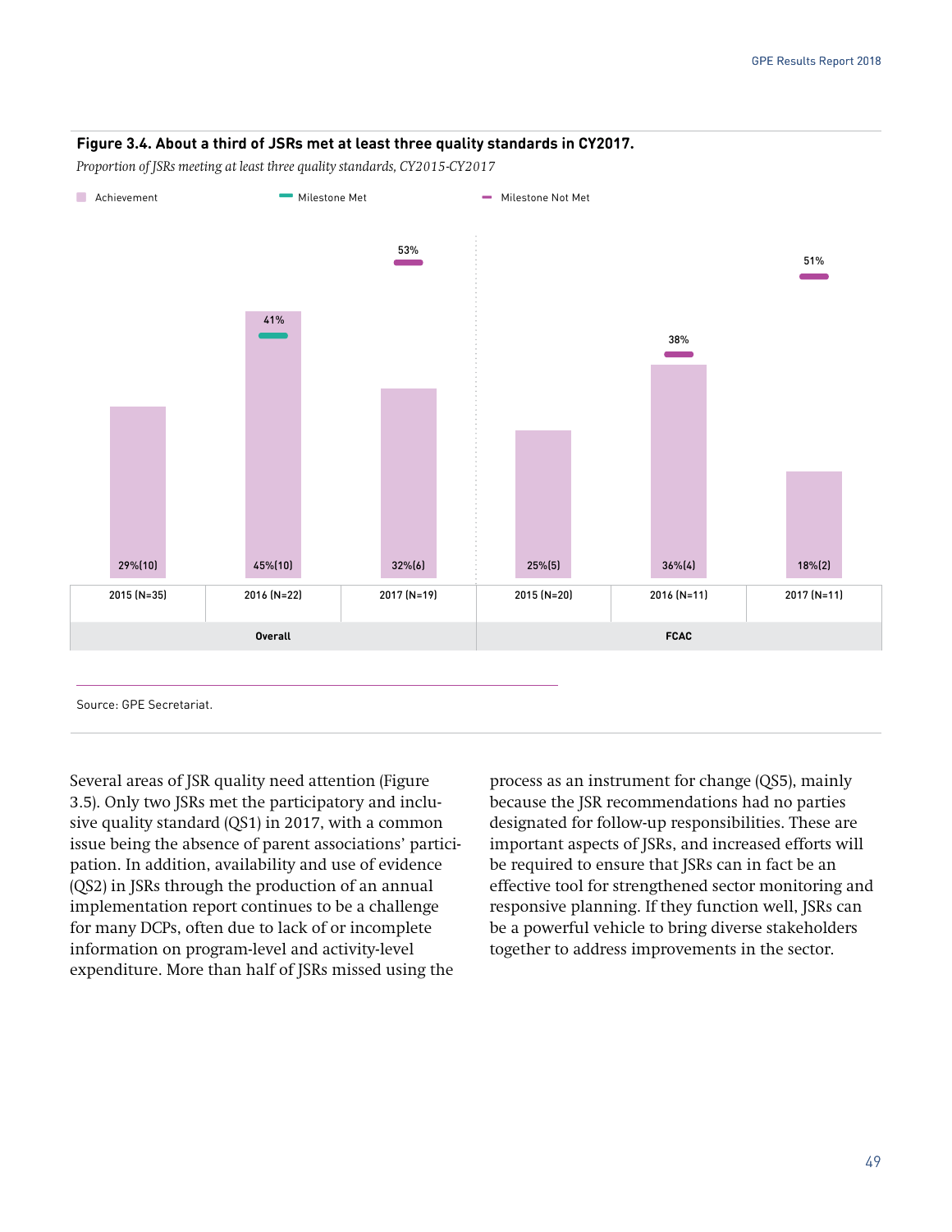**Figure 3.4. About a third of JSRs met at least three quality standards in CY2017.**

*Proportion of JSRs meeting at least three quality standards, CY2015-CY2017*

| | Overall | | | FCAC | | |
|---|---|---|---|---|---|---|
| | 2015 (N=35) | 2016 (N=22) | 2017 (N=19) | 2015 (N=20) | 2016 (N=11) | 2017 (N=11) |
| Achievement | 29%(10) | 45%(10) | 32%(6) | 25%(5) | 36%(4) | 18%(2) |
| Milestone Met | | 41% | | | | |
| Milestone Not Met | | | 53% | | 38% | 51% |

Source: GPE Secretariat.

Several areas of JSR quality need attention (Figure 3.5). Only two JSRs met the participatory and inclusive quality standard (QS1) in 2017, with a common issue being the absence of parent associations' participation. In addition, availability and use of evidence (QS2) in JSRs through the production of an annual implementation report continues to be a challenge for many DCPs, often due to lack of or incomplete information on program-level and activity-level expenditure. More than half of JSRs missed using the process as an instrument for change (QS5), mainly because the JSR recommendations had no parties designated for follow-up responsibilities. These are important aspects of JSRs, and increased efforts will be required to ensure that JSRs can in fact be an effective tool for strengthened sector monitoring and responsive planning. If they function well, JSRs can be a powerful vehicle to bring diverse stakeholders together to address improvements in the sector.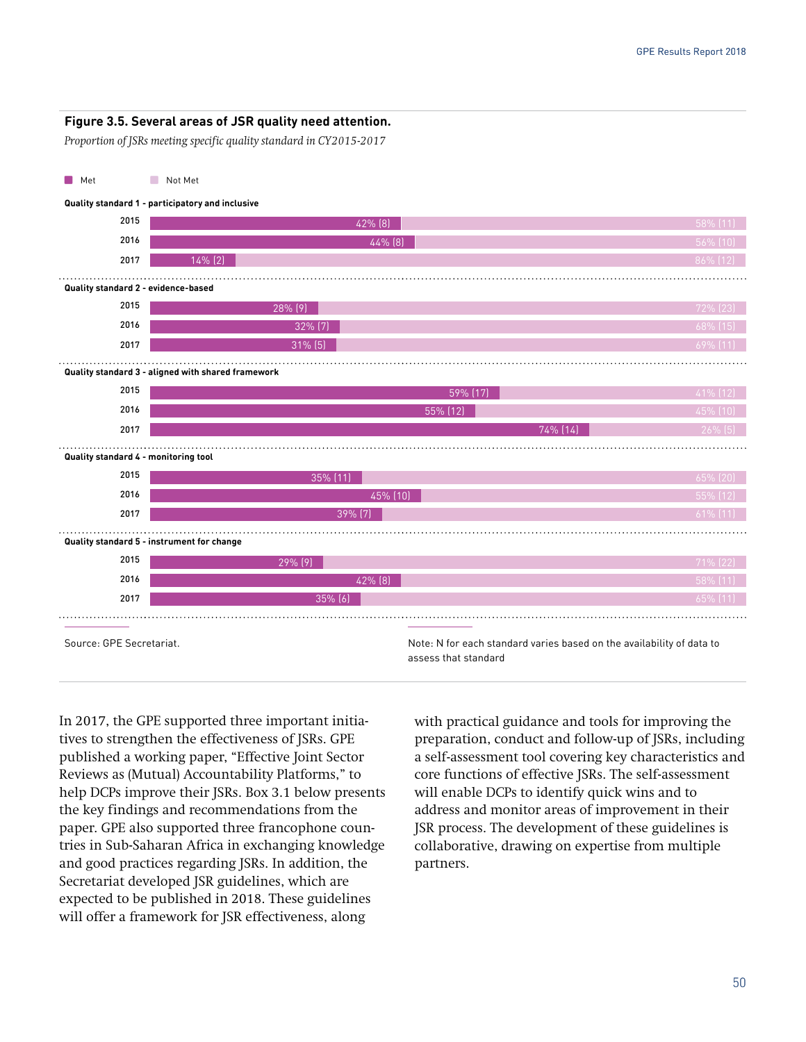**Figure 3.5. Several areas of JSR quality need attention.**

*Proportion of JSRs meeting specific quality standard in CY2015-2017*

| Quality standard | Year | Met | Not Met |
|---|---|---|---|
| Quality standard 1 - participatory and inclusive | 2015 | 42% (8) | 58% (11) |
| | 2016 | 44% (8) | 56% (10) |
| | 2017 | 14% (2) | 86% (12) |
| Quality standard 2 - evidence-based | 2015 | 28% (9) | 72% (23) |
| | 2016 | 32% (7) | 68% (15) |
| | 2017 | 31% (5) | 69% (11) |
| Quality standard 3 - aligned with shared framework | 2015 | 59% (17) | 41% (12) |
| | 2016 | 55% (12) | 45% (10) |
| | 2017 | 74% (14) | 26% (5) |
| Quality standard 4 - monitoring tool | 2015 | 35% (11) | 65% (20) |
| | 2016 | 45% (10) | 55% (12) |
| | 2017 | 39% (7) | 61% (11) |
| Quality standard 5 - instrument for change | 2015 | 29% (9) | 71% (22) |
| | 2016 | 42% (8) | 58% (11) |
| | 2017 | 35% (6) | 65% (11) |

Source: GPE Secretariat.

Note: N for each standard varies based on the availability of data to assess that standard

In 2017, the GPE supported three important initiatives to strengthen the effectiveness of JSRs. GPE published a working paper, "Effective Joint Sector Reviews as (Mutual) Accountability Platforms," to help DCPs improve their JSRs. Box 3.1 below presents the key findings and recommendations from the paper. GPE also supported three francophone countries in Sub-Saharan Africa in exchanging knowledge and good practices regarding JSRs. In addition, the Secretariat developed JSR guidelines, which are expected to be published in 2018. These guidelines will offer a framework for JSR effectiveness, along with practical guidance and tools for improving the preparation, conduct and follow-up of JSRs, including a self-assessment tool covering key characteristics and core functions of effective JSRs. The self-assessment will enable DCPs to identify quick wins and to address and monitor areas of improvement in their JSR process. The development of these guidelines is collaborative, drawing on expertise from multiple partners.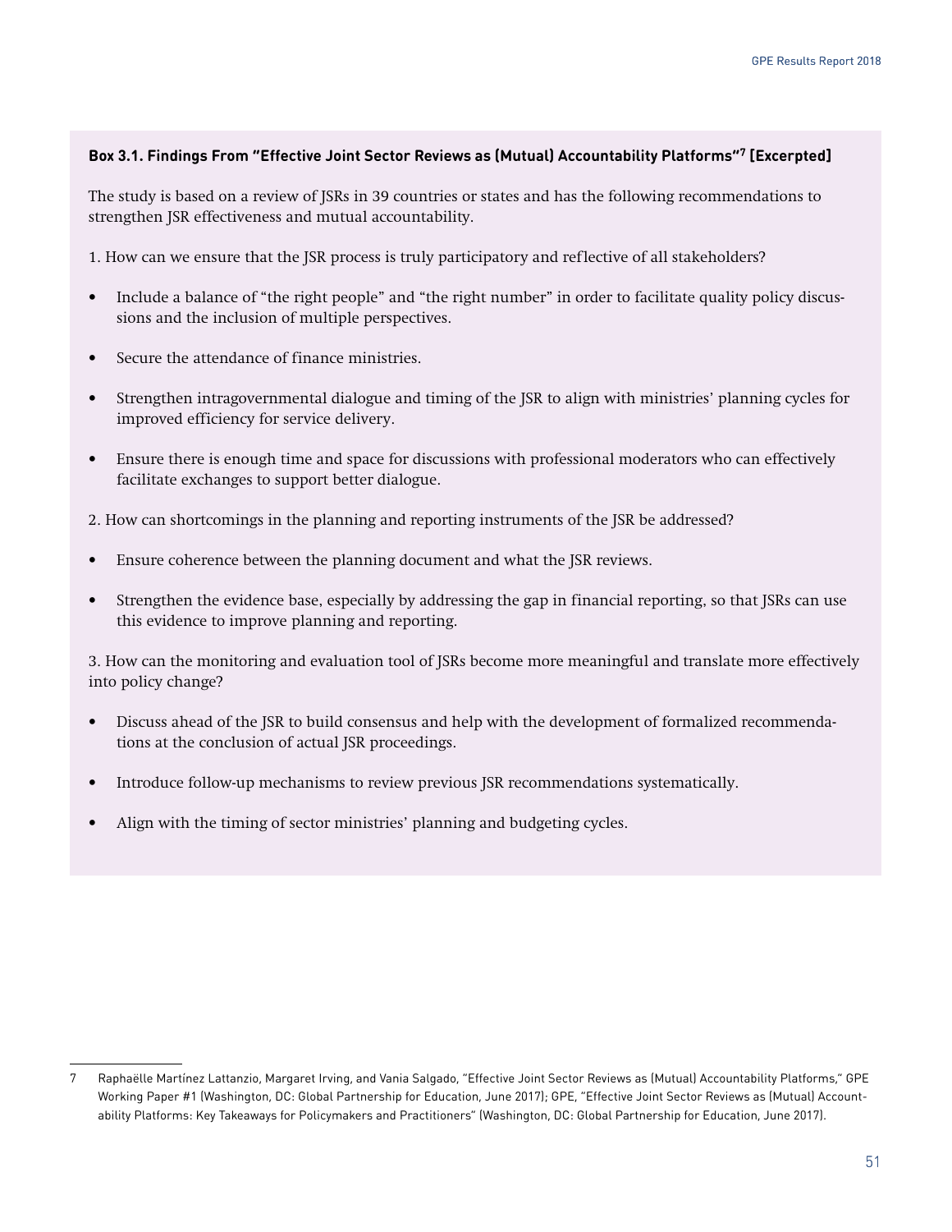**Box 3.1. Findings From "Effective Joint Sector Reviews as (Mutual) Accountability Platforms"[7] [Excerpted]**

The study is based on a review of JSRs in 39 countries or states and has the following recommendations to strengthen JSR effectiveness and mutual accountability.

1. How can we ensure that the JSR process is truly participatory and reflective of all stakeholders?

- Include a balance of "the right people" and "the right number" in order to facilitate quality policy discussions and the inclusion of multiple perspectives.
- Secure the attendance of finance ministries.
- Strengthen intragovernmental dialogue and timing of the JSR to align with ministries' planning cycles for improved efficiency for service delivery.
- Ensure there is enough time and space for discussions with professional moderators who can effectively facilitate exchanges to support better dialogue.

2. How can shortcomings in the planning and reporting instruments of the JSR be addressed?

- Ensure coherence between the planning document and what the JSR reviews.
- Strengthen the evidence base, especially by addressing the gap in financial reporting, so that JSRs can use this evidence to improve planning and reporting.

3. How can the monitoring and evaluation tool of JSRs become more meaningful and translate more effectively into policy change?

- Discuss ahead of the JSR to build consensus and help with the development of formalized recommendations at the conclusion of actual JSR proceedings.
- Introduce follow-up mechanisms to review previous JSR recommendations systematically.
- Align with the timing of sector ministries' planning and budgeting cycles.

---

7 Raphaëlle Martínez Lattanzio, Margaret Irving, and Vania Salgado, "Effective Joint Sector Reviews as (Mutual) Accountability Platforms," GPE Working Paper #1 (Washington, DC: Global Partnership for Education, June 2017); GPE, "Effective Joint Sector Reviews as (Mutual) Accountability Platforms: Key Takeaways for Policymakers and Practitioners" (Washington, DC: Global Partnership for Education, June 2017).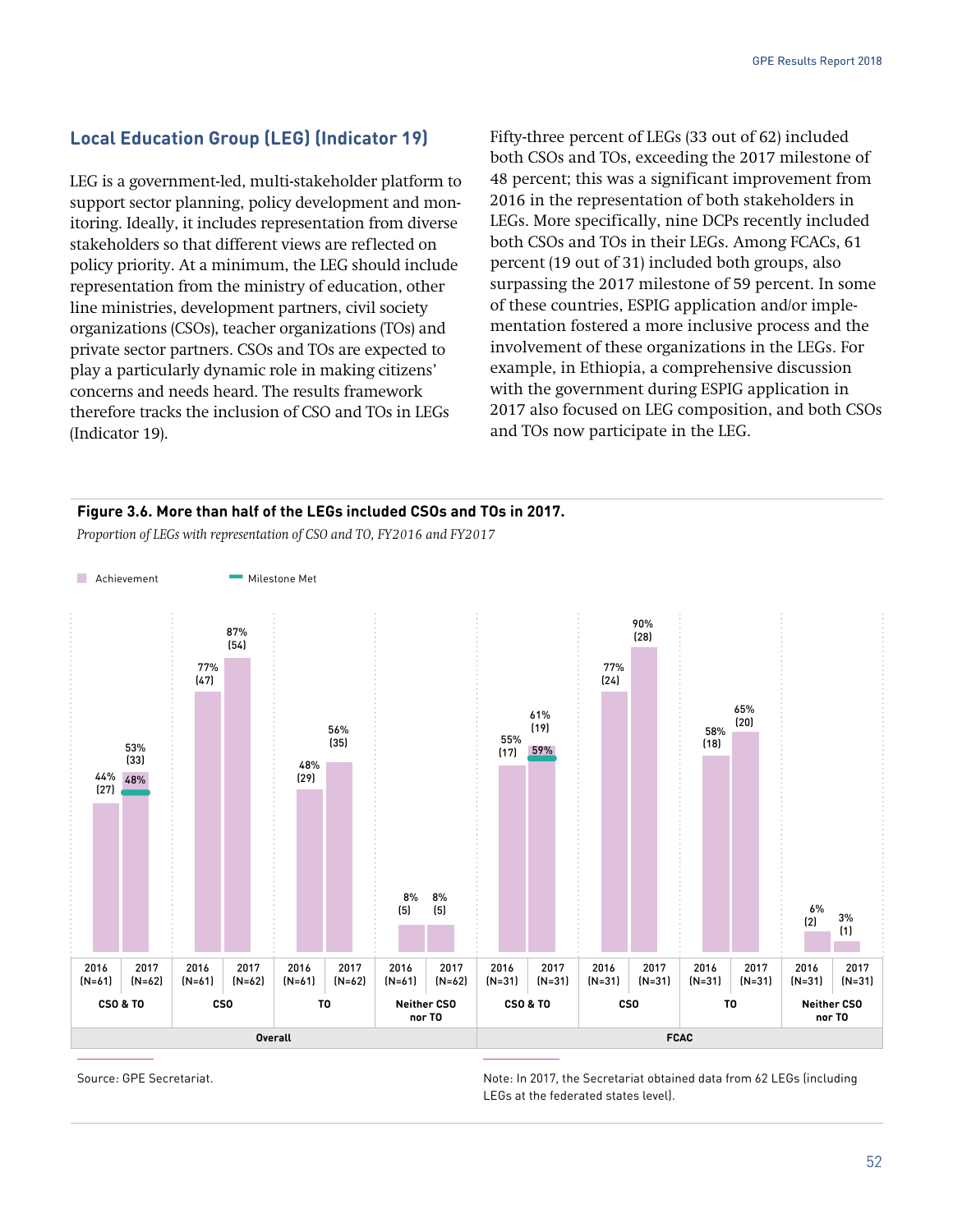## Local Education Group (LEG) (Indicator 19)

LEG is a government-led, multi-stakeholder platform to support sector planning, policy development and monitoring. Ideally, it includes representation from diverse stakeholders so that different views are reflected on policy priority. At a minimum, the LEG should include representation from the ministry of education, other line ministries, development partners, civil society organizations (CSOs), teacher organizations (TOs) and private sector partners. CSOs and TOs are expected to play a particularly dynamic role in making citizens' concerns and needs heard. The results framework therefore tracks the inclusion of CSO and TOs in LEGs (Indicator 19).

Fifty-three percent of LEGs (33 out of 62) included both CSOs and TOs, exceeding the 2017 milestone of 48 percent; this was a significant improvement from 2016 in the representation of both stakeholders in LEGs. More specifically, nine DCPs recently included both CSOs and TOs in their LEGs. Among FCACs, 61 percent (19 out of 31) included both groups, also surpassing the 2017 milestone of 59 percent. In some of these countries, ESPIG application and/or implementation fostered a more inclusive process and the involvement of these organizations in the LEGs. For example, in Ethiopia, a comprehensive discussion with the government during ESPIG application in 2017 also focused on LEG composition, and both CSOs and TOs now participate in the LEG.

**Figure 3.6. More than half of the LEGs included CSOs and TOs in 2017.**

*Proportion of LEGs with representation of CSO and TO, FY2016 and FY2017*

| Group | Category | 2016 | 2017 | 2017 Milestone (Met) |
|---|---|---|---|---|
| Overall | CSO & TO | 44% (27) (N=61) | 53% (33) (N=62) | 48% |
| Overall | CSO | 77% (47) (N=61) | 87% (54) (N=62) | |
| Overall | TO | 48% (29) (N=61) | 56% (35) (N=62) | |
| Overall | Neither CSO nor TO | 8% (5) (N=61) | 8% (5) (N=62) | |
| FCAC | CSO & TO | 55% (17) (N=31) | 61% (19) (N=31) | 59% |
| FCAC | CSO | 77% (24) (N=31) | 90% (28) (N=31) | |
| FCAC | TO | 58% (18) (N=31) | 65% (20) (N=31) | |
| FCAC | Neither CSO nor TO | 6% (2) (N=31) | 3% (1) (N=31) | |

Source: GPE Secretariat.

Note: In 2017, the Secretariat obtained data from 62 LEGs (including LEGs at the federated states level).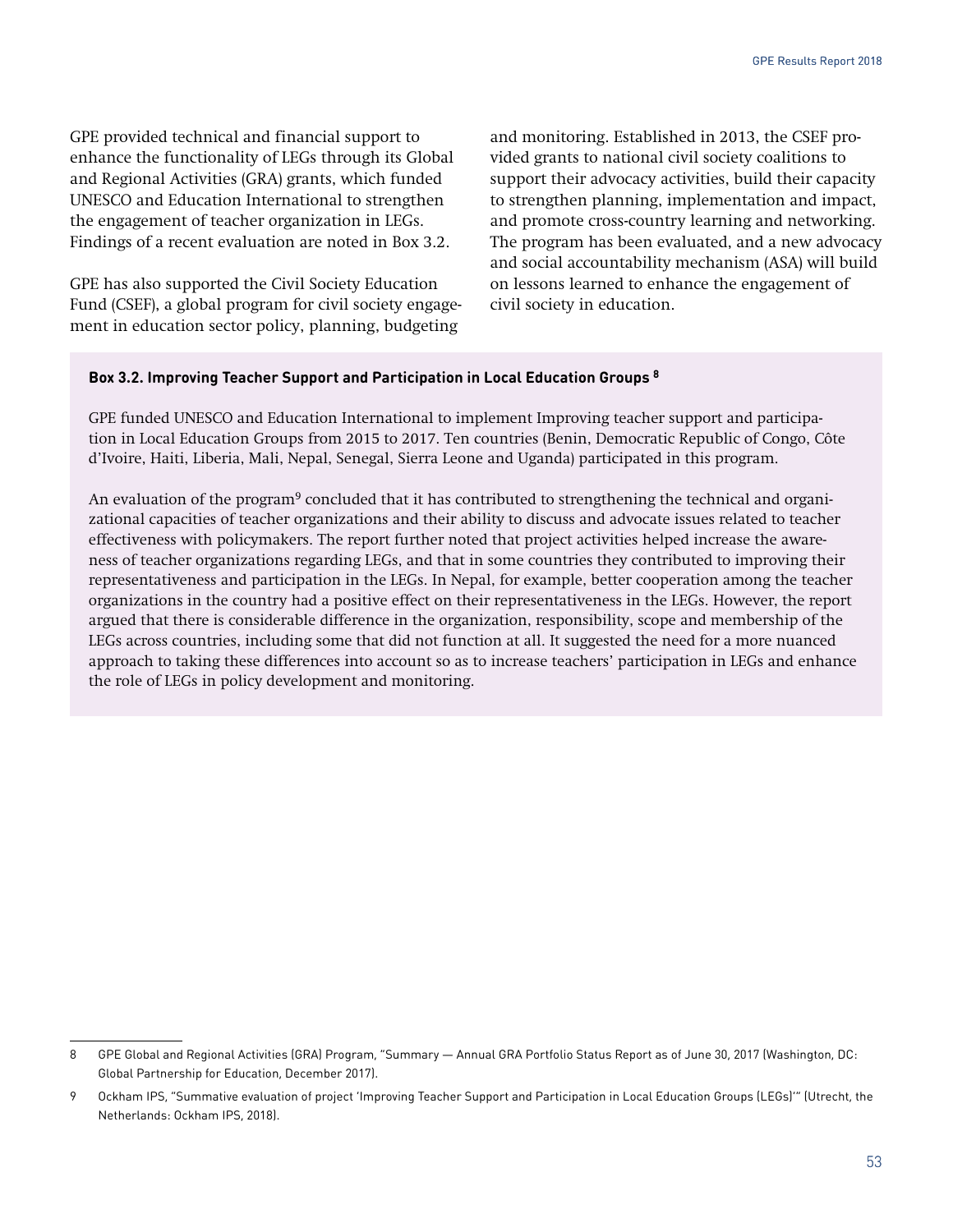GPE provided technical and financial support to enhance the functionality of LEGs through its Global and Regional Activities (GRA) grants, which funded UNESCO and Education International to strengthen the engagement of teacher organization in LEGs. Findings of a recent evaluation are noted in Box 3.2.

GPE has also supported the Civil Society Education Fund (CSEF), a global program for civil society engagement in education sector policy, planning, budgeting and monitoring. Established in 2013, the CSEF provided grants to national civil society coalitions to support their advocacy activities, build their capacity to strengthen planning, implementation and impact, and promote cross-country learning and networking. The program has been evaluated, and a new advocacy and social accountability mechanism (ASA) will build on lessons learned to enhance the engagement of civil society in education.

**Box 3.2. Improving Teacher Support and Participation in Local Education Groups [8]**

GPE funded UNESCO and Education International to implement Improving teacher support and participation in Local Education Groups from 2015 to 2017. Ten countries (Benin, Democratic Republic of Congo, Côte d'Ivoire, Haiti, Liberia, Mali, Nepal, Senegal, Sierra Leone and Uganda) participated in this program.

An evaluation of the program[9] concluded that it has contributed to strengthening the technical and organizational capacities of teacher organizations and their ability to discuss and advocate issues related to teacher effectiveness with policymakers. The report further noted that project activities helped increase the awareness of teacher organizations regarding LEGs, and that in some countries they contributed to improving their representativeness and participation in the LEGs. In Nepal, for example, better cooperation among the teacher organizations in the country had a positive effect on their representativeness in the LEGs. However, the report argued that there is considerable difference in the organization, responsibility, scope and membership of the LEGs across countries, including some that did not function at all. It suggested the need for a more nuanced approach to taking these differences into account so as to increase teachers' participation in LEGs and enhance the role of LEGs in policy development and monitoring.

8 GPE Global and Regional Activities (GRA) Program, "Summary — Annual GRA Portfolio Status Report as of June 30, 2017 (Washington, DC: Global Partnership for Education, December 2017).

9 Ockham IPS, "Summative evaluation of project 'Improving Teacher Support and Participation in Local Education Groups (LEGs)'" (Utrecht, the Netherlands: Ockham IPS, 2018).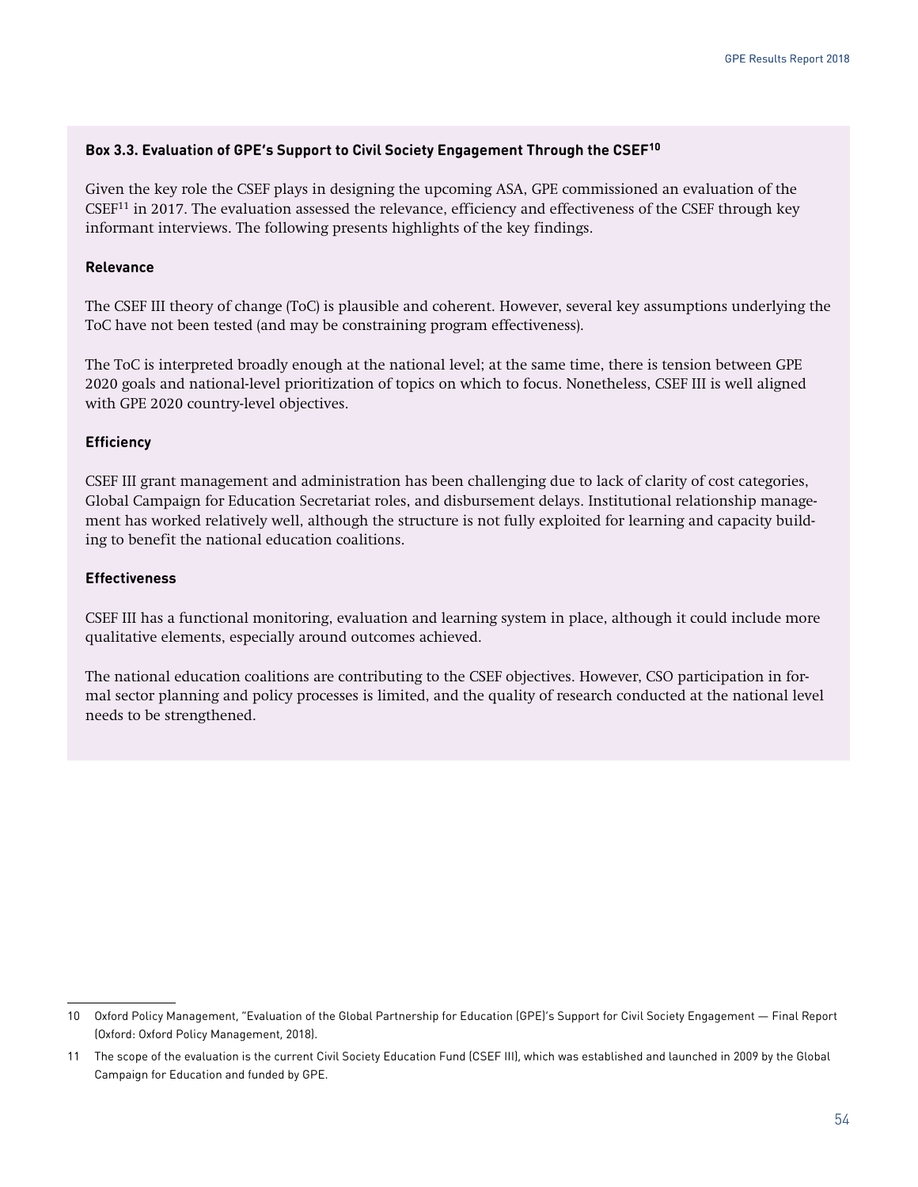**Box 3.3. Evaluation of GPE's Support to Civil Society Engagement Through the CSEF[10]**

Given the key role the CSEF plays in designing the upcoming ASA, GPE commissioned an evaluation of the CSEF[11] in 2017. The evaluation assessed the relevance, efficiency and effectiveness of the CSEF through key informant interviews. The following presents highlights of the key findings.

**Relevance**

The CSEF III theory of change (ToC) is plausible and coherent. However, several key assumptions underlying the ToC have not been tested (and may be constraining program effectiveness).

The ToC is interpreted broadly enough at the national level; at the same time, there is tension between GPE 2020 goals and national-level prioritization of topics on which to focus. Nonetheless, CSEF III is well aligned with GPE 2020 country-level objectives.

**Efficiency**

CSEF III grant management and administration has been challenging due to lack of clarity of cost categories, Global Campaign for Education Secretariat roles, and disbursement delays. Institutional relationship management has worked relatively well, although the structure is not fully exploited for learning and capacity building to benefit the national education coalitions.

**Effectiveness**

CSEF III has a functional monitoring, evaluation and learning system in place, although it could include more qualitative elements, especially around outcomes achieved.

The national education coalitions are contributing to the CSEF objectives. However, CSO participation in formal sector planning and policy processes is limited, and the quality of research conducted at the national level needs to be strengthened.

---

10 Oxford Policy Management, "Evaluation of the Global Partnership for Education (GPE)'s Support for Civil Society Engagement — Final Report (Oxford: Oxford Policy Management, 2018).

11 The scope of the evaluation is the current Civil Society Education Fund (CSEF III), which was established and launched in 2009 by the Global Campaign for Education and funded by GPE.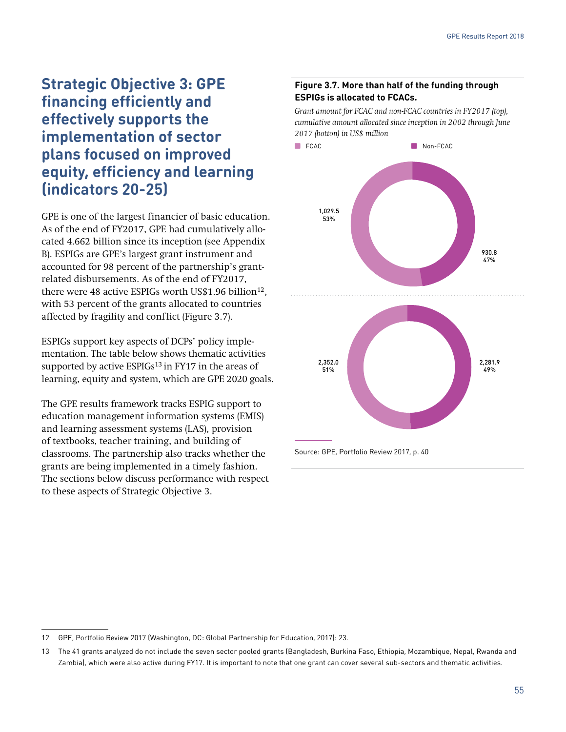## Strategic Objective 3: GPE financing efficiently and effectively supports the implementation of sector plans focused on improved equity, efficiency and learning (indicators 20-25)

GPE is one of the largest financier of basic education. As of the end of FY2017, GPE had cumulatively allocated 4.662 billion since its inception (see Appendix B). ESPIGs are GPE's largest grant instrument and accounted for 98 percent of the partnership's grant-related disbursements. As of the end of FY2017, there were 48 active ESPIGs worth US$1.96 billion[12], with 53 percent of the grants allocated to countries affected by fragility and conflict (Figure 3.7).

ESPIGs support key aspects of DCPs' policy implementation. The table below shows thematic activities supported by active ESPIGs[13] in FY17 in the areas of learning, equity and system, which are GPE 2020 goals.

The GPE results framework tracks ESPIG support to education management information systems (EMIS) and learning assessment systems (LAS), provision of textbooks, teacher training, and building of classrooms. The partnership also tracks whether the grants are being implemented in a timely fashion. The sections below discuss performance with respect to these aspects of Strategic Objective 3.

**Figure 3.7. More than half of the funding through ESPIGs is allocated to FCACs.**

*Grant amount for FCAC and non-FCAC countries in FY2017 (top), cumulative amount allocated since inception in 2002 through June 2017 (botton) in US$ million*

FCAC | Non-FCAC

| | FCAC | Non-FCAC |
|---|---|---|
| FY2017 | 1,029.5 (53%) | 930.8 (47%) |
| Cumulative since 2002 through June 2017 | 2,352.0 (51%) | 2,281.9 (49%) |

Source: GPE, Portfolio Review 2017, p. 40

12 GPE, Portfolio Review 2017 (Washington, DC: Global Partnership for Education, 2017): 23.

13 The 41 grants analyzed do not include the seven sector pooled grants (Bangladesh, Burkina Faso, Ethiopia, Mozambique, Nepal, Rwanda and Zambia), which were also active during FY17. It is important to note that one grant can cover several sub-sectors and thematic activities.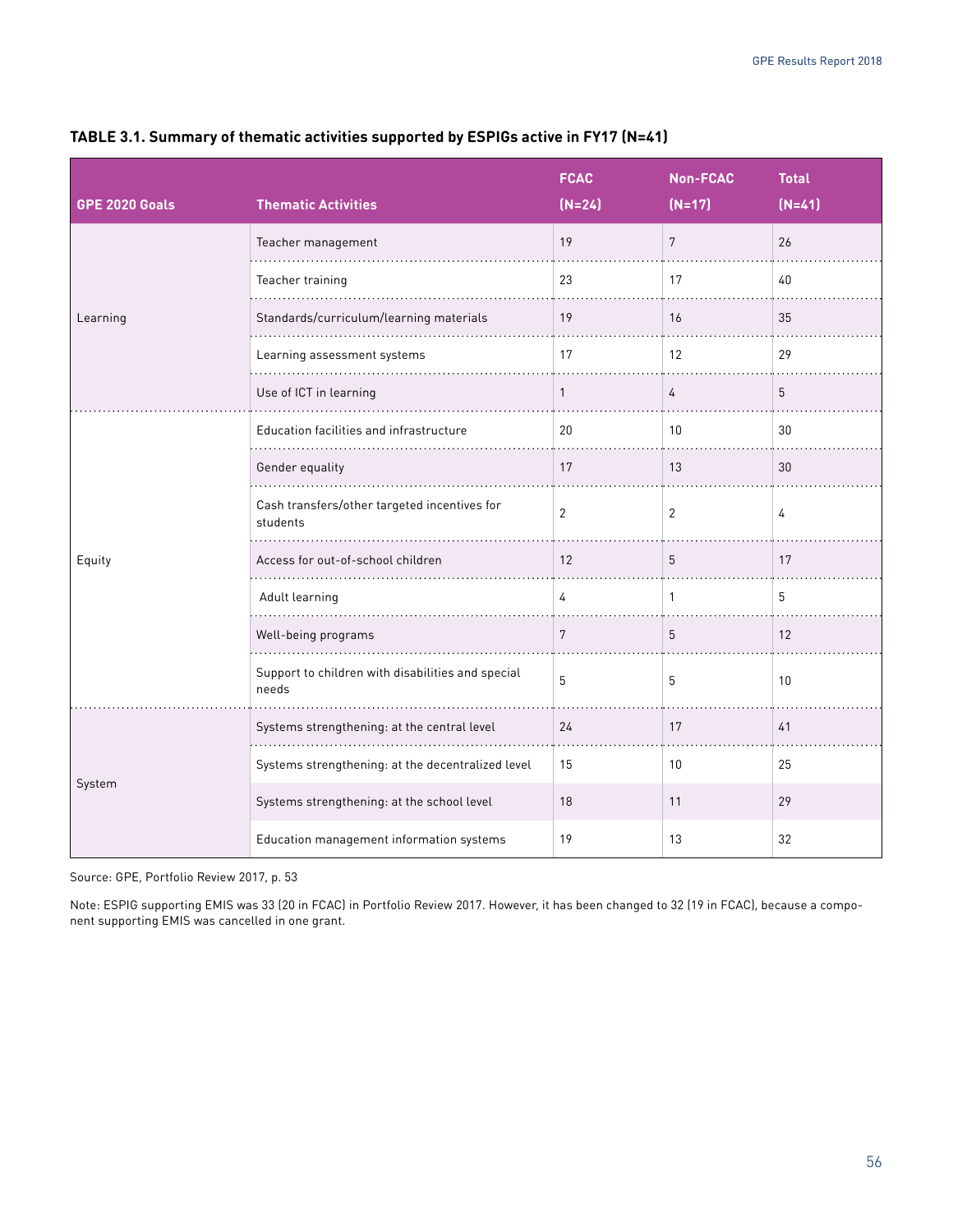**TABLE 3.1. Summary of thematic activities supported by ESPIGs active in FY17 (N=41)**

| GPE 2020 Goals | Thematic Activities | FCAC (N=24) | Non-FCAC (N=17) | Total (N=41) |
|---|---|---|---|---|
| Learning | Teacher management | 19 | 7 | 26 |
| | Teacher training | 23 | 17 | 40 |
| | Standards/curriculum/learning materials | 19 | 16 | 35 |
| | Learning assessment systems | 17 | 12 | 29 |
| | Use of ICT in learning | 1 | 4 | 5 |
| Equity | Education facilities and infrastructure | 20 | 10 | 30 |
| | Gender equality | 17 | 13 | 30 |
| | Cash transfers/other targeted incentives for students | 2 | 2 | 4 |
| | Access for out-of-school children | 12 | 5 | 17 |
| | Adult learning | 4 | 1 | 5 |
| | Well-being programs | 7 | 5 | 12 |
| | Support to children with disabilities and special needs | 5 | 5 | 10 |
| System | Systems strengthening: at the central level | 24 | 17 | 41 |
| | Systems strengthening: at the decentralized level | 15 | 10 | 25 |
| | Systems strengthening: at the school level | 18 | 11 | 29 |
| | Education management information systems | 19 | 13 | 32 |

Source: GPE, Portfolio Review 2017, p. 53

Note: ESPIG supporting EMIS was 33 (20 in FCAC) in Portfolio Review 2017. However, it has been changed to 32 (19 in FCAC), because a component supporting EMIS was cancelled in one grant.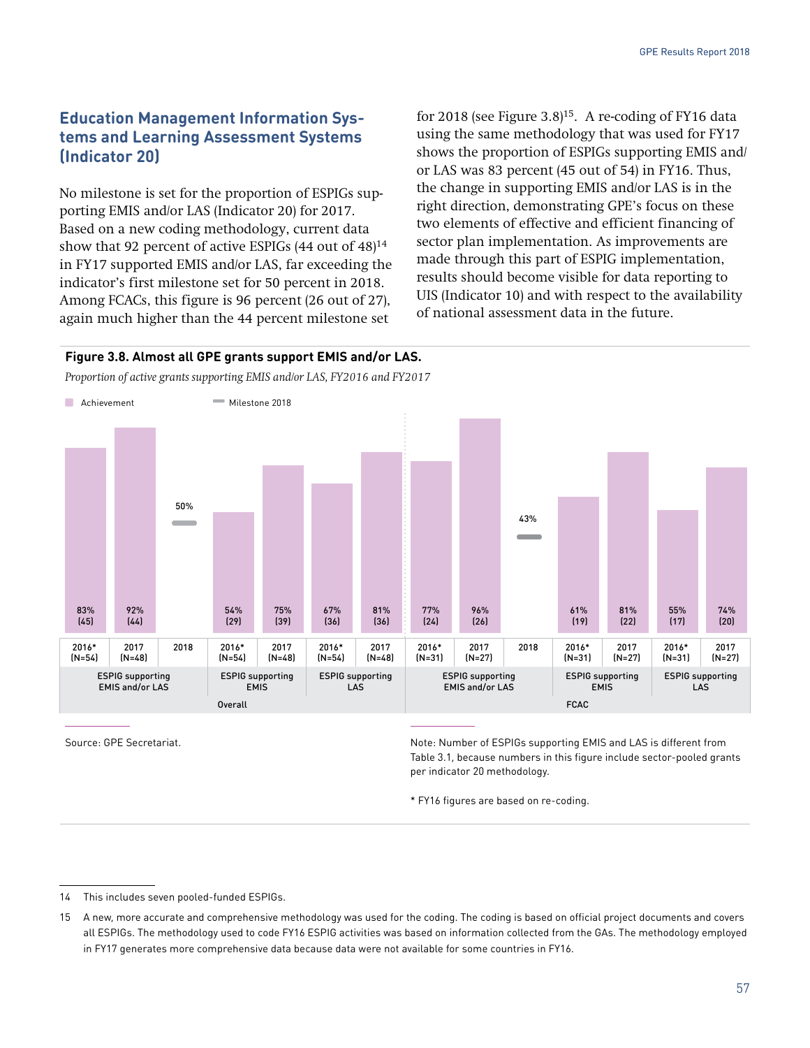## Education Management Information Systems and Learning Assessment Systems (Indicator 20)

No milestone is set for the proportion of ESPIGs supporting EMIS and/or LAS (Indicator 20) for 2017. Based on a new coding methodology, current data show that 92 percent of active ESPIGs (44 out of 48)[14] in FY17 supported EMIS and/or LAS, far exceeding the indicator's first milestone set for 50 percent in 2018. Among FCACs, this figure is 96 percent (26 out of 27), again much higher than the 44 percent milestone set for 2018 (see Figure 3.8)[15]. A re-coding of FY16 data using the same methodology that was used for FY17 shows the proportion of ESPIGs supporting EMIS and/or LAS was 83 percent (45 out of 54) in FY16. Thus, the change in supporting EMIS and/or LAS is in the right direction, demonstrating GPE's focus on these two elements of effective and efficient financing of sector plan implementation. As improvements are made through this part of ESPIG implementation, results should become visible for data reporting to UIS (Indicator 10) and with respect to the availability of national assessment data in the future.

**Figure 3.8. Almost all GPE grants support EMIS and/or LAS.**

*Proportion of active grants supporting EMIS and/or LAS, FY2016 and FY2017*

| Group | Category | 2016* | 2017 | Milestone 2018 |
|---|---|---|---|---|
| Overall | ESPIG supporting EMIS and/or LAS | 83% (45) (N=54) | 92% (44) (N=48) | 50% |
| Overall | ESPIG supporting EMIS | 54% (29) (N=54) | 75% (39) (N=48) | |
| Overall | ESPIG supporting LAS | 67% (36) (N=54) | 81% (36) (N=48) | |
| FCAC | ESPIG supporting EMIS and/or LAS | 77% (24) (N=31) | 96% (26) (N=27) | 43% |
| FCAC | ESPIG supporting EMIS | 61% (19) (N=31) | 81% (22) (N=27) | |
| FCAC | ESPIG supporting LAS | 55% (17) (N=31) | 74% (20) (N=27) | |

Source: GPE Secretariat.

Note: Number of ESPIGs supporting EMIS and LAS is different from Table 3.1, because numbers in this figure include sector-pooled grants per indicator 20 methodology.

\* FY16 figures are based on re-coding.

---

14 This includes seven pooled-funded ESPIGs.

15 A new, more accurate and comprehensive methodology was used for the coding. The coding is based on official project documents and covers all ESPIGs. The methodology used to code FY16 ESPIG activities was based on information collected from the GAs. The methodology employed in FY17 generates more comprehensive data because data were not available for some countries in FY16.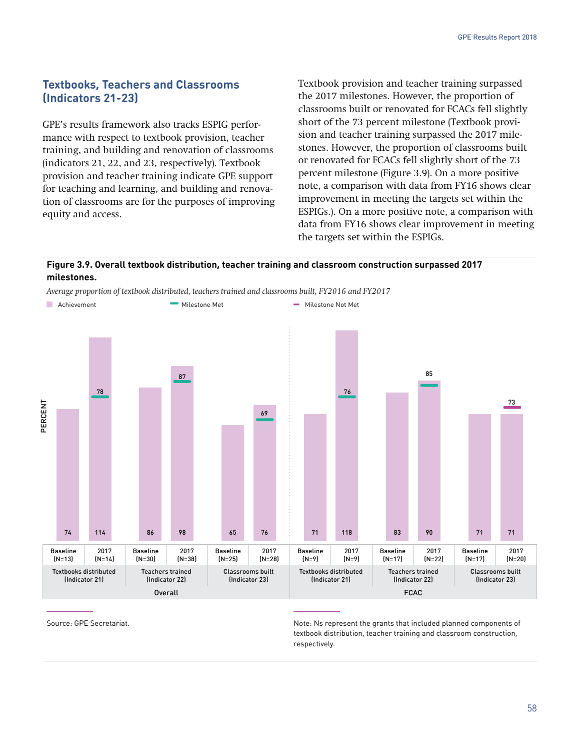## Textbooks, Teachers and Classrooms (Indicators 21-23)

GPE's results framework also tracks ESPIG performance with respect to textbook provision, teacher training, and building and renovation of classrooms (indicators 21, 22, and 23, respectively). Textbook provision and teacher training indicate GPE support for teaching and learning, and building and renovation of classrooms are for the purposes of improving equity and access.

Textbook provision and teacher training surpassed the 2017 milestones. However, the proportion of classrooms built or renovated for FCACs fell slightly short of the 73 percent milestone (Textbook provision and teacher training surpassed the 2017 milestones. However, the proportion of classrooms built or renovated for FCACs fell slightly short of the 73 percent milestone (Figure 3.9). On a more positive note, a comparison with data from FY16 shows clear improvement in meeting the targets set within the ESPIGs.). On a more positive note, a comparison with data from FY16 shows clear improvement in meeting the targets set within the ESPIGs.

**Figure 3.9. Overall textbook distribution, teacher training and classroom construction surpassed 2017 milestones.**

*Average proportion of textbook distributed, teachers trained and classrooms built, FY2016 and FY2017*

| Group | Indicator | Period | Achievement (%) | Milestone (%) | Milestone status |
|---|---|---|---|---|---|
| Overall | Textbooks distributed (Indicator 21) | Baseline (N=13) | 74 | | |
| Overall | Textbooks distributed (Indicator 21) | 2017 (N=14) | 114 | 78 | Met |
| Overall | Teachers trained (Indicator 22) | Baseline (N=30) | 86 | | |
| Overall | Teachers trained (Indicator 22) | 2017 (N=38) | 98 | 87 | Met |
| Overall | Classrooms built (Indicator 23) | Baseline (N=25) | 65 | | |
| Overall | Classrooms built (Indicator 23) | 2017 (N=28) | 76 | 69 | Met |
| FCAC | Textbooks distributed (Indicator 21) | Baseline (N=9) | 71 | | |
| FCAC | Textbooks distributed (Indicator 21) | 2017 (N=9) | 118 | 76 | Met |
| FCAC | Teachers trained (Indicator 22) | Baseline (N=17) | 83 | | |
| FCAC | Teachers trained (Indicator 22) | 2017 (N=22) | 90 | 85 | Met |
| FCAC | Classrooms built (Indicator 23) | Baseline (N=17) | 71 | | |
| FCAC | Classrooms built (Indicator 23) | 2017 (N=20) | 71 | 73 | Not Met |

Source: GPE Secretariat.

Note: Ns represent the grants that included planned components of textbook distribution, teacher training and classroom construction, respectively.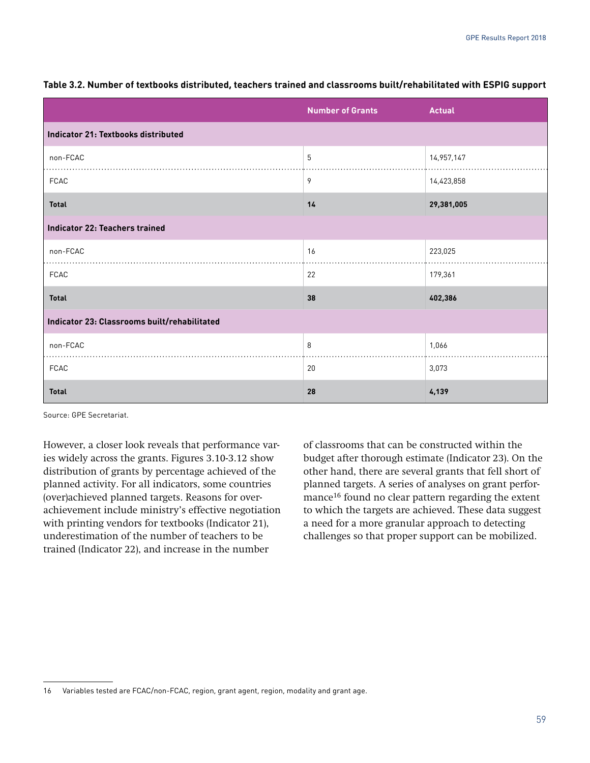**Table 3.2. Number of textbooks distributed, teachers trained and classrooms built/rehabilitated with ESPIG support**

| | Number of Grants | Actual |
|---|---|---|
| **Indicator 21: Textbooks distributed** | | |
| non-FCAC | 5 | 14,957,147 |
| FCAC | 9 | 14,423,858 |
| **Total** | **14** | **29,381,005** |
| **Indicator 22: Teachers trained** | | |
| non-FCAC | 16 | 223,025 |
| FCAC | 22 | 179,361 |
| **Total** | **38** | **402,386** |
| **Indicator 23: Classrooms built/rehabilitated** | | |
| non-FCAC | 8 | 1,066 |
| FCAC | 20 | 3,073 |
| **Total** | **28** | **4,139** |

Source: GPE Secretariat.

However, a closer look reveals that performance varies widely across the grants. Figures 3.10-3.12 show distribution of grants by percentage achieved of the planned activity. For all indicators, some countries (over)achieved planned targets. Reasons for over-achievement include ministry's effective negotiation with printing vendors for textbooks (Indicator 21), underestimation of the number of teachers to be trained (Indicator 22), and increase in the number of classrooms that can be constructed within the budget after thorough estimate (Indicator 23). On the other hand, there are several grants that fell short of planned targets. A series of analyses on grant performance[16] found no clear pattern regarding the extent to which the targets are achieved. These data suggest a need for a more granular approach to detecting challenges so that proper support can be mobilized.

16 Variables tested are FCAC/non-FCAC, region, grant agent, region, modality and grant age.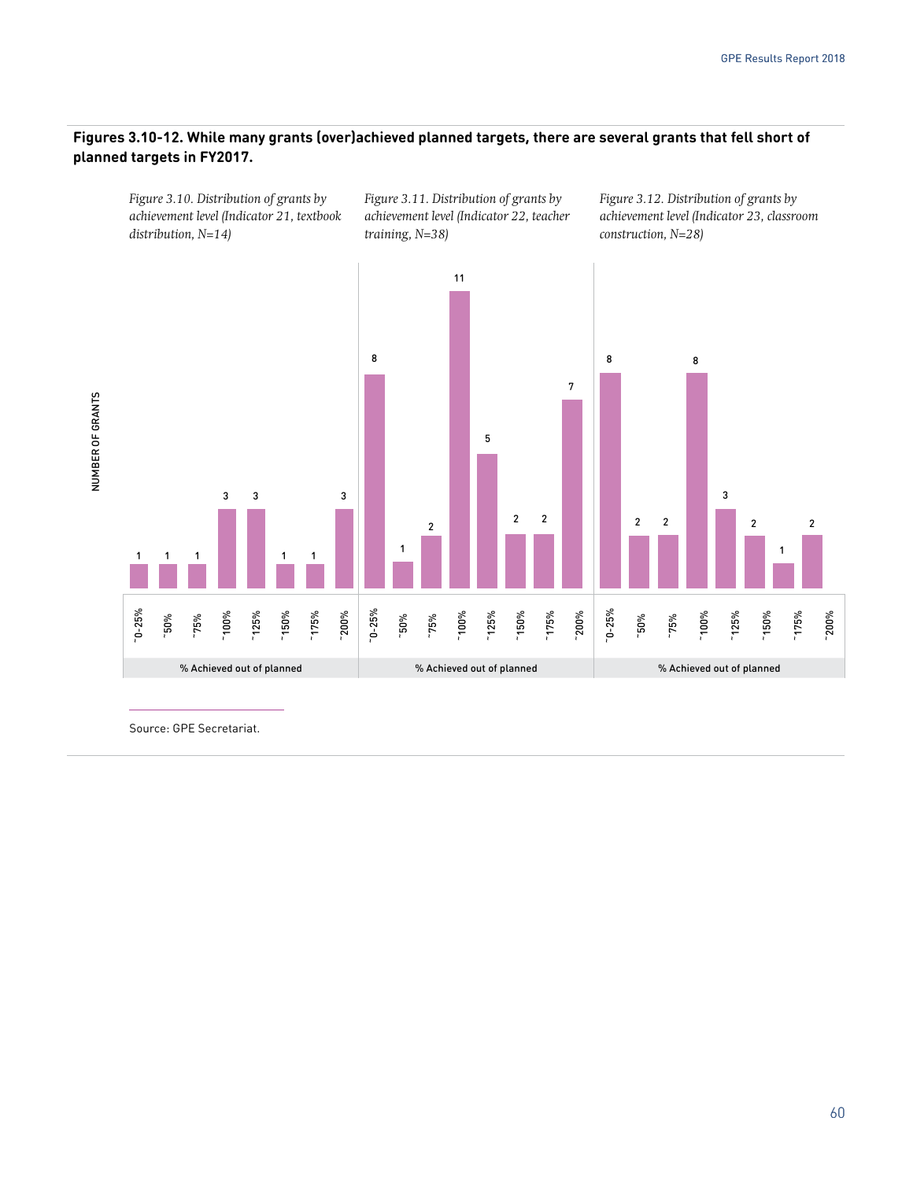**Figures 3.10-12. While many grants (over)achieved planned targets, there are several grants that fell short of planned targets in FY2017.**

*Figure 3.10. Distribution of grants by achievement level (Indicator 21, textbook distribution, N=14)*

| % Achieved out of planned | ~0-25% | ~50% | ~75% | ~100% | ~125% | ~150% | ~175% | ~200% |
|---|---|---|---|---|---|---|---|---|
| Number of grants | 1 | 1 | 1 | 3 | 3 | 1 | 1 | 3 |

*Figure 3.11. Distribution of grants by achievement level (Indicator 22, teacher training, N=38)*

| % Achieved out of planned | ~0-25% | ~50% | ~75% | ~100% | ~125% | ~150% | ~175% | ~200% |
|---|---|---|---|---|---|---|---|---|
| Number of grants | 8 | 1 | 2 | 11 | 5 | 2 | 2 | 7 |

*Figure 3.12. Distribution of grants by achievement level (Indicator 23, classroom construction, N=28)*

| % Achieved out of planned | ~0-25% | ~50% | ~75% | ~100% | ~125% | ~150% | ~175% | ~200% |
|---|---|---|---|---|---|---|---|---|
| Number of grants | 8 | 2 | 2 | 8 | 3 | 2 | 1 | 2 |

Source: GPE Secretariat.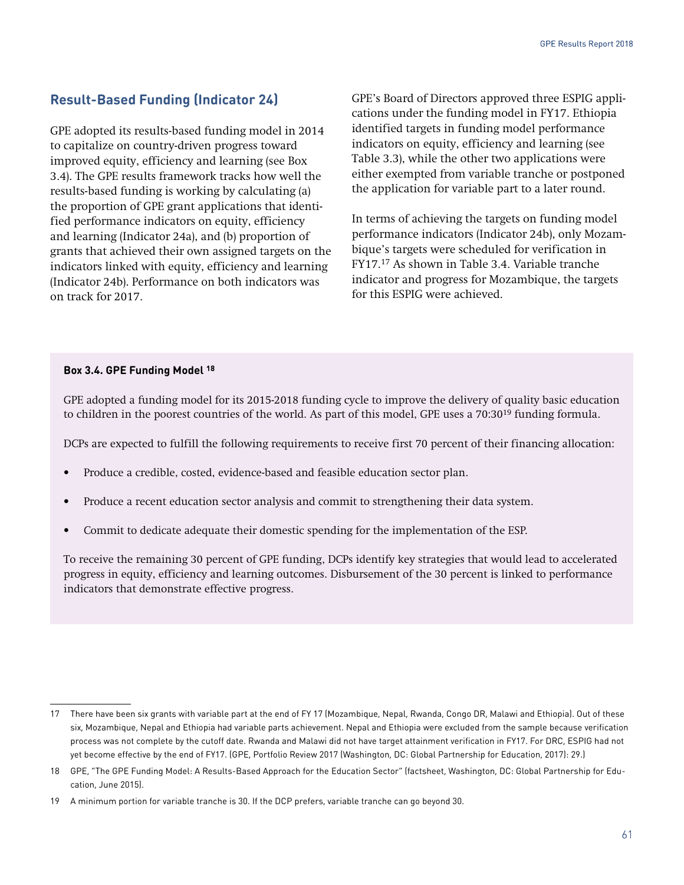## Result-Based Funding (Indicator 24)

GPE adopted its results-based funding model in 2014 to capitalize on country-driven progress toward improved equity, efficiency and learning (see Box 3.4). The GPE results framework tracks how well the results-based funding is working by calculating (a) the proportion of GPE grant applications that identified performance indicators on equity, efficiency and learning (Indicator 24a), and (b) proportion of grants that achieved their own assigned targets on the indicators linked with equity, efficiency and learning (Indicator 24b). Performance on both indicators was on track for 2017.

GPE's Board of Directors approved three ESPIG applications under the funding model in FY17. Ethiopia identified targets in funding model performance indicators on equity, efficiency and learning (see Table 3.3), while the other two applications were either exempted from variable tranche or postponed the application for variable part to a later round.

In terms of achieving the targets on funding model performance indicators (Indicator 24b), only Mozambique's targets were scheduled for verification in FY17.[17] As shown in Table 3.4. Variable tranche indicator and progress for Mozambique, the targets for this ESPIG were achieved.

**Box 3.4. GPE Funding Model [18]**

GPE adopted a funding model for its 2015-2018 funding cycle to improve the delivery of quality basic education to children in the poorest countries of the world. As part of this model, GPE uses a 70:30[19] funding formula.

DCPs are expected to fulfill the following requirements to receive first 70 percent of their financing allocation:

- Produce a credible, costed, evidence-based and feasible education sector plan.
- Produce a recent education sector analysis and commit to strengthening their data system.
- Commit to dedicate adequate their domestic spending for the implementation of the ESP.

To receive the remaining 30 percent of GPE funding, DCPs identify key strategies that would lead to accelerated progress in equity, efficiency and learning outcomes. Disbursement of the 30 percent is linked to performance indicators that demonstrate effective progress.

---

17 There have been six grants with variable part at the end of FY 17 (Mozambique, Nepal, Rwanda, Congo DR, Malawi and Ethiopia). Out of these six, Mozambique, Nepal and Ethiopia had variable parts achievement. Nepal and Ethiopia were excluded from the sample because verification process was not complete by the cutoff date. Rwanda and Malawi did not have target attainment verification in FY17. For DRC, ESPIG had not yet become effective by the end of FY17. (GPE, Portfolio Review 2017 (Washington, DC: Global Partnership for Education, 2017): 29.)

18 GPE, "The GPE Funding Model: A Results-Based Approach for the Education Sector" (factsheet, Washington, DC: Global Partnership for Education, June 2015).

19 A minimum portion for variable tranche is 30. If the DCP prefers, variable tranche can go beyond 30.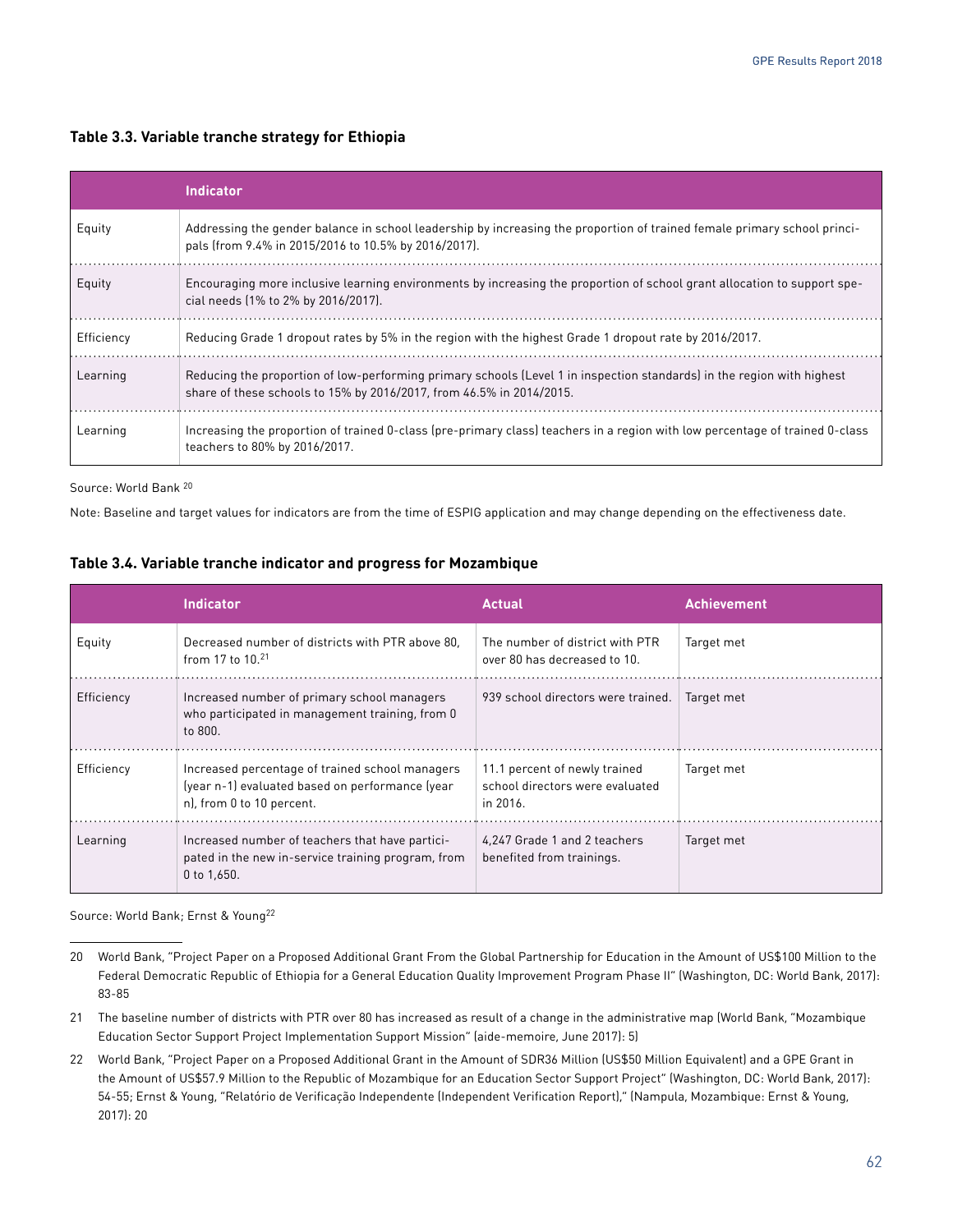**Table 3.3. Variable tranche strategy for Ethiopia**

| | Indicator |
|---|---|
| Equity | Addressing the gender balance in school leadership by increasing the proportion of trained female primary school principals (from 9.4% in 2015/2016 to 10.5% by 2016/2017). |
| Equity | Encouraging more inclusive learning environments by increasing the proportion of school grant allocation to support special needs (1% to 2% by 2016/2017). |
| Efficiency | Reducing Grade 1 dropout rates by 5% in the region with the highest Grade 1 dropout rate by 2016/2017. |
| Learning | Reducing the proportion of low-performing primary schools (Level 1 in inspection standards) in the region with highest share of these schools to 15% by 2016/2017, from 46.5% in 2014/2015. |
| Learning | Increasing the proportion of trained 0-class (pre-primary class) teachers in a region with low percentage of trained 0-class teachers to 80% by 2016/2017. |

Source: World Bank [20]

Note: Baseline and target values for indicators are from the time of ESPIG application and may change depending on the effectiveness date.

**Table 3.4. Variable tranche indicator and progress for Mozambique**

| | Indicator | Actual | Achievement |
|---|---|---|---|
| Equity | Decreased number of districts with PTR above 80, from 17 to 10.[21] | The number of district with PTR over 80 has decreased to 10. | Target met |
| Efficiency | Increased number of primary school managers who participated in management training, from 0 to 800. | 939 school directors were trained. | Target met |
| Efficiency | Increased percentage of trained school managers (year n-1) evaluated based on performance (year n), from 0 to 10 percent. | 11.1 percent of newly trained school directors were evaluated in 2016. | Target met |
| Learning | Increased number of teachers that have participated in the new in-service training program, from 0 to 1,650. | 4,247 Grade 1 and 2 teachers benefited from trainings. | Target met |

Source: World Bank; Ernst & Young[22]

---

20 World Bank, "Project Paper on a Proposed Additional Grant From the Global Partnership for Education in the Amount of US$100 Million to the Federal Democratic Republic of Ethiopia for a General Education Quality Improvement Program Phase II" (Washington, DC: World Bank, 2017): 83-85

21 The baseline number of districts with PTR over 80 has increased as result of a change in the administrative map (World Bank, "Mozambique Education Sector Support Project Implementation Support Mission" (aide-memoire, June 2017): 5)

22 World Bank, "Project Paper on a Proposed Additional Grant in the Amount of SDR36 Million (US$50 Million Equivalent) and a GPE Grant in the Amount of US$57.9 Million to the Republic of Mozambique for an Education Sector Support Project" (Washington, DC: World Bank, 2017): 54-55; Ernst & Young, "Relatório de Verificação Independente (Independent Verification Report)," (Nampula, Mozambique: Ernst & Young, 2017): 20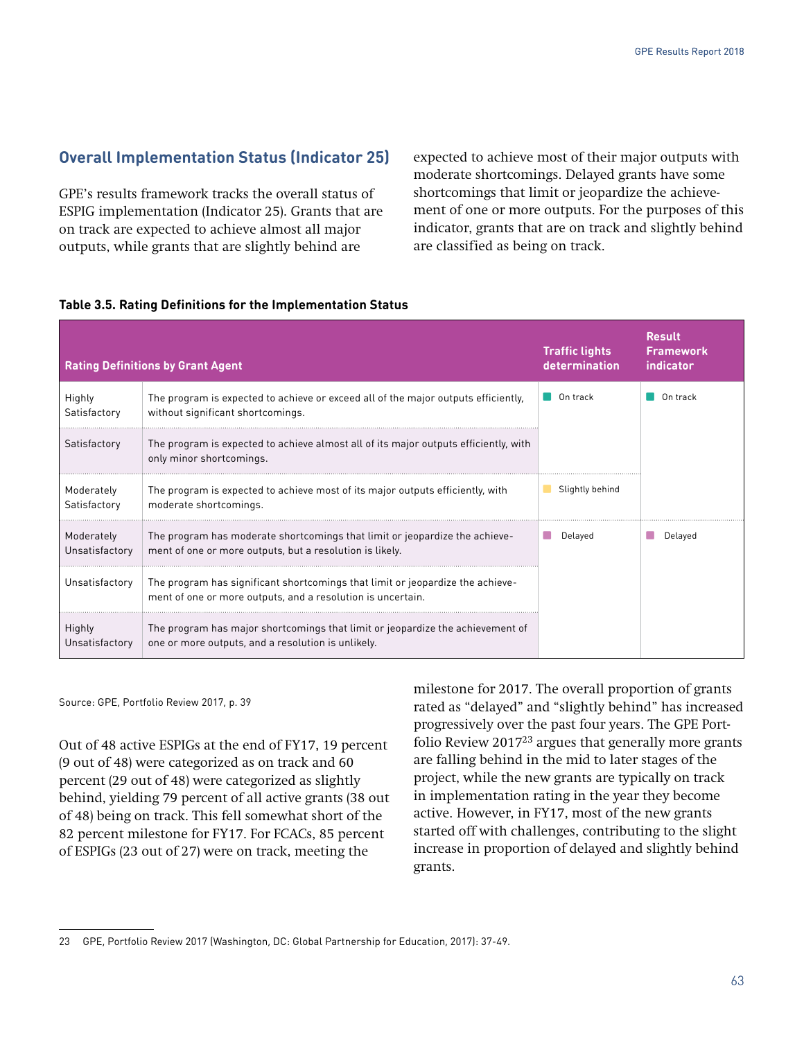## Overall Implementation Status (Indicator 25)

GPE's results framework tracks the overall status of ESPIG implementation (Indicator 25). Grants that are on track are expected to achieve almost all major outputs, while grants that are slightly behind are expected to achieve most of their major outputs with moderate shortcomings. Delayed grants have some shortcomings that limit or jeopardize the achievement of one or more outputs. For the purposes of this indicator, grants that are on track and slightly behind are classified as being on track.

**Table 3.5. Rating Definitions for the Implementation Status**

| Rating Definitions by Grant Agent | | Traffic lights determination | Result Framework indicator |
|---|---|---|---|
| Highly Satisfactory | The program is expected to achieve or exceed all of the major outputs efficiently, without significant shortcomings. | On track | On track |
| Satisfactory | The program is expected to achieve almost all of its major outputs efficiently, with only minor shortcomings. | | |
| Moderately Satisfactory | The program is expected to achieve most of its major outputs efficiently, with moderate shortcomings. | Slightly behind | |
| Moderately Unsatisfactory | The program has moderate shortcomings that limit or jeopardize the achievement of one or more outputs, but a resolution is likely. | Delayed | Delayed |
| Unsatisfactory | The program has significant shortcomings that limit or jeopardize the achievement of one or more outputs, and a resolution is uncertain. | | |
| Highly Unsatisfactory | The program has major shortcomings that limit or jeopardize the achievement of one or more outputs, and a resolution is unlikely. | | |

Source: GPE, Portfolio Review 2017, p. 39

Out of 48 active ESPIGs at the end of FY17, 19 percent (9 out of 48) were categorized as on track and 60 percent (29 out of 48) were categorized as slightly behind, yielding 79 percent of all active grants (38 out of 48) being on track. This fell somewhat short of the 82 percent milestone for FY17. For FCACs, 85 percent of ESPIGs (23 out of 27) were on track, meeting the milestone for 2017. The overall proportion of grants rated as "delayed" and "slightly behind" has increased progressively over the past four years. The GPE Portfolio Review 2017[23] argues that generally more grants are falling behind in the mid to later stages of the project, while the new grants are typically on track in implementation rating in the year they become active. However, in FY17, most of the new grants started off with challenges, contributing to the slight increase in proportion of delayed and slightly behind grants.

23 GPE, Portfolio Review 2017 (Washington, DC: Global Partnership for Education, 2017): 37-49.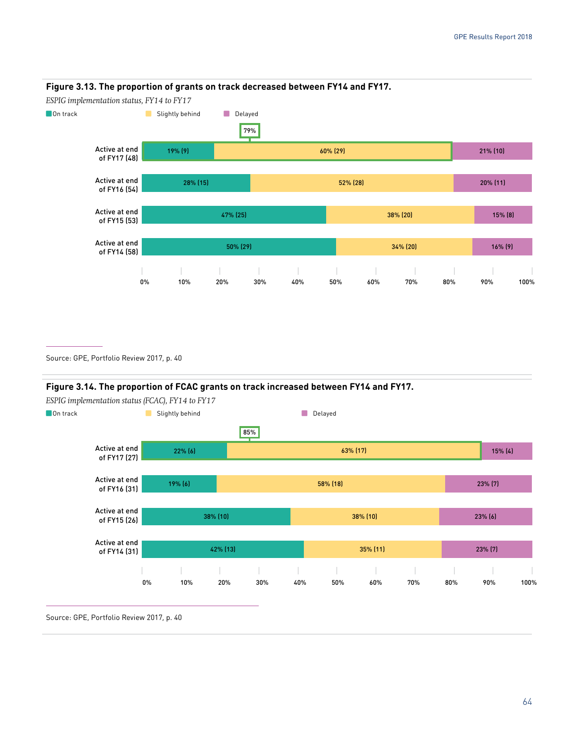**Figure 3.13. The proportion of grants on track decreased between FY14 and FY17.**

*ESPIG implementation status, FY14 to FY17*

| | On track | Slightly behind | Delayed |
|---|---|---|---|
| Active at end of FY17 (48) | 19% (9) | 60% (29) | 21% (10) |
| Active at end of FY16 (54) | 28% (15) | 52% (28) | 20% (11) |
| Active at end of FY15 (53) | 47% (25) | 38% (20) | 15% (8) |
| Active at end of FY14 (58) | 50% (29) | 34% (20) | 16% (9) |

79% (on track and slightly behind, FY17)

Source: GPE, Portfolio Review 2017, p. 40

**Figure 3.14. The proportion of FCAC grants on track increased between FY14 and FY17.**

*ESPIG implementation status (FCAC), FY14 to FY17*

| | On track | Slightly behind | Delayed |
|---|---|---|---|
| Active at end of FY17 (27) | 22% (6) | 63% (17) | 15% (4) |
| Active at end of FY16 (31) | 19% (6) | 58% (18) | 23% (7) |
| Active at end of FY15 (26) | 38% (10) | 38% (10) | 23% (6) |
| Active at end of FY14 (31) | 42% (13) | 35% (11) | 23% (7) |

85% (on track and slightly behind, FY17)

Source: GPE, Portfolio Review 2017, p. 40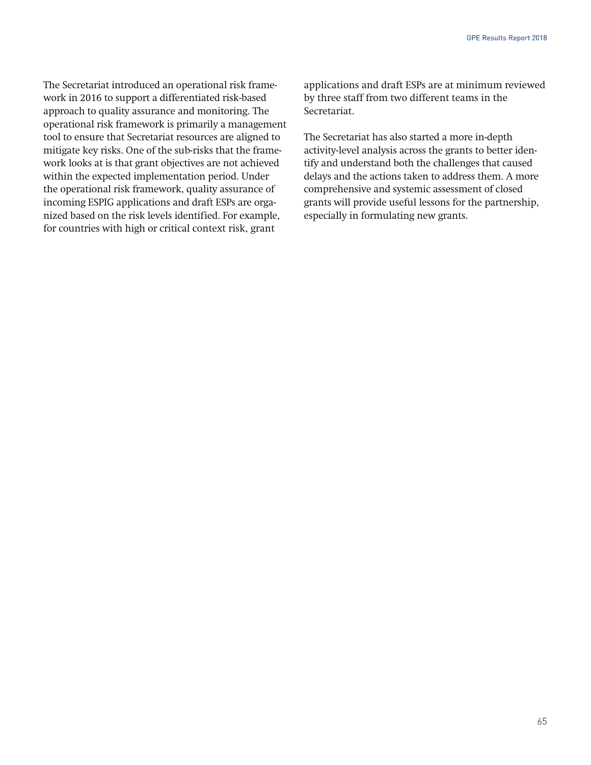The Secretariat introduced an operational risk framework in 2016 to support a differentiated risk-based approach to quality assurance and monitoring. The operational risk framework is primarily a management tool to ensure that Secretariat resources are aligned to mitigate key risks. One of the sub-risks that the framework looks at is that grant objectives are not achieved within the expected implementation period. Under the operational risk framework, quality assurance of incoming ESPIG applications and draft ESPs are organized based on the risk levels identified. For example, for countries with high or critical context risk, grant applications and draft ESPs are at minimum reviewed by three staff from two different teams in the Secretariat.

The Secretariat has also started a more in-depth activity-level analysis across the grants to better identify and understand both the challenges that caused delays and the actions taken to address them. A more comprehensive and systemic assessment of closed grants will provide useful lessons for the partnership, especially in formulating new grants.